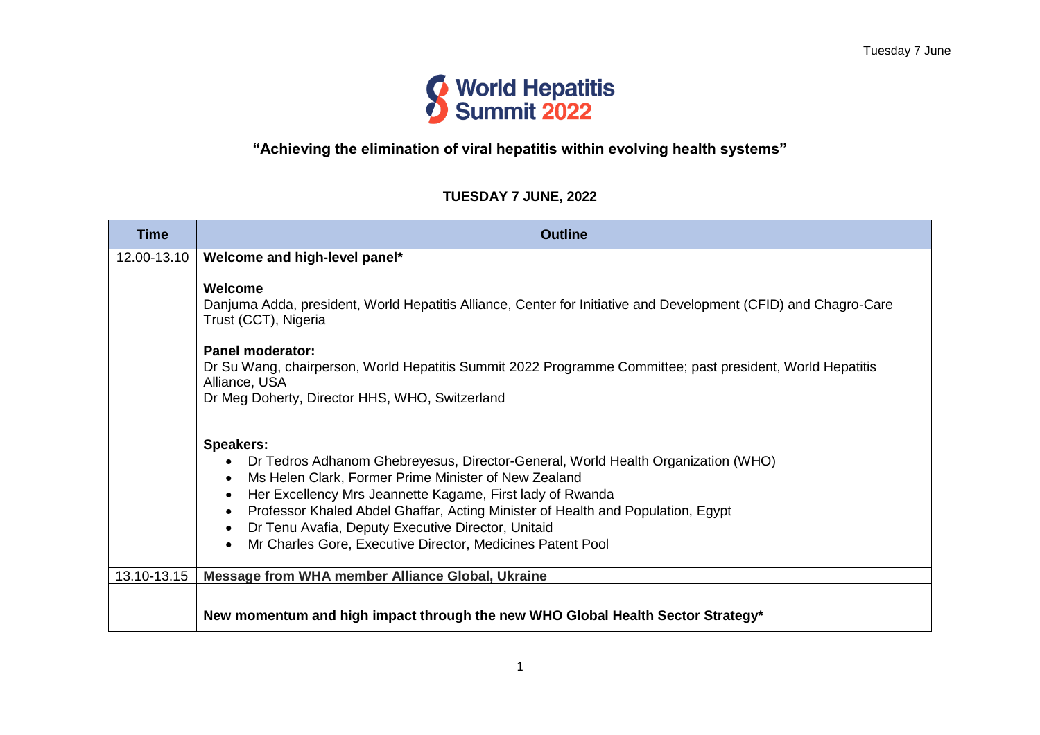# World Hepatitis Summit 2022

## "Achieving the elimination of viral hepatitis within evolving health systems"

### TUESDAY 7 JUNE, 2022

| Time | Outline |
| --- | --- |
| 12.00-13.10 | **Welcome and high-level panel*** <br><br> **Welcome** <br> Danjuma Adda, president, World Hepatitis Alliance, Center for Initiative and Development (CFID) and Chagro-Care Trust (CCT), Nigeria <br><br> **Panel moderator:** <br> Dr Su Wang, chairperson, World Hepatitis Summit 2022 Programme Committee; past president, World Hepatitis Alliance, USA <br> Dr Meg Doherty, Director HHS, WHO, Switzerland <br><br> **Speakers:** <br> • Dr Tedros Adhanom Ghebreyesus, Director-General, World Health Organization (WHO) <br> • Ms Helen Clark, Former Prime Minister of New Zealand <br> • Her Excellency Mrs Jeannette Kagame, First lady of Rwanda <br> • Professor Khaled Abdel Ghaffar, Acting Minister of Health and Population, Egypt <br> • Dr Tenu Avafia, Deputy Executive Director, Unitaid <br> • Mr Charles Gore, Executive Director, Medicines Patent Pool |
| 13.10-13.15 | **Message from WHA member Alliance Global, Ukraine** |
| | **New momentum and high impact through the new WHO Global Health Sector Strategy*** |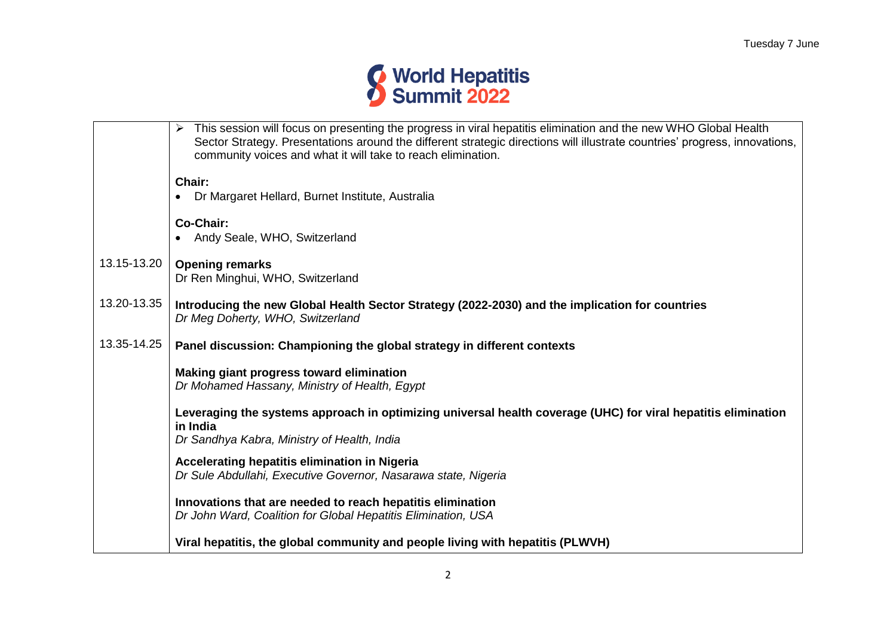| | |
|---|---|
| | ➢ This session will focus on presenting the progress in viral hepatitis elimination and the new WHO Global Health Sector Strategy. Presentations around the different strategic directions will illustrate countries' progress, innovations, community voices and what it will take to reach elimination.<br><br>**Chair:**<br>• Dr Margaret Hellard, Burnet Institute, Australia<br><br>**Co-Chair:**<br>• Andy Seale, WHO, Switzerland |
| 13.15-13.20 | **Opening remarks**<br>Dr Ren Minghui, WHO, Switzerland |
| 13.20-13.35 | **Introducing the new Global Health Sector Strategy (2022-2030) and the implication for countries**<br>*Dr Meg Doherty, WHO, Switzerland* |
| 13.35-14.25 | **Panel discussion: Championing the global strategy in different contexts**<br><br>**Making giant progress toward elimination**<br>*Dr Mohamed Hassany, Ministry of Health, Egypt*<br><br>**Leveraging the systems approach in optimizing universal health coverage (UHC) for viral hepatitis elimination in India**<br>*Dr Sandhya Kabra, Ministry of Health, India*<br><br>**Accelerating hepatitis elimination in Nigeria**<br>*Dr Sule Abdullahi, Executive Governor, Nasarawa state, Nigeria*<br><br>**Innovations that are needed to reach hepatitis elimination**<br>*Dr John Ward, Coalition for Global Hepatitis Elimination, USA*<br><br>**Viral hepatitis, the global community and people living with hepatitis (PLWVH)** |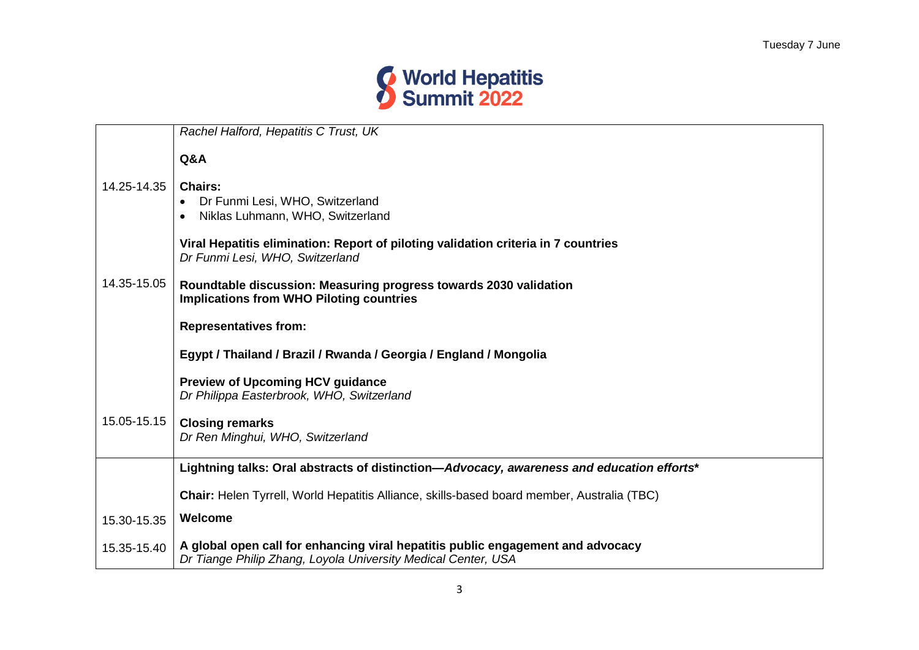| | |
|---|---|
| | *Rachel Halford, Hepatitis C Trust, UK*<br><br>**Q&A** |
| 14.25-14.35 | **Chairs:**<br>• Dr Funmi Lesi, WHO, Switzerland<br>• Niklas Luhmann, WHO, Switzerland<br><br>**Viral Hepatitis elimination: Report of piloting validation criteria in 7 countries**<br>*Dr Funmi Lesi, WHO, Switzerland* |
| 14.35-15.05 | **Roundtable discussion: Measuring progress towards 2030 validation**<br>**Implications from WHO Piloting countries**<br><br>**Representatives from:**<br><br>**Egypt / Thailand / Brazil / Rwanda / Georgia / England / Mongolia**<br><br>**Preview of Upcoming HCV guidance**<br>*Dr Philippa Easterbrook, WHO, Switzerland* |
| 15.05-15.15 | **Closing remarks**<br>*Dr Ren Minghui, WHO, Switzerland* |
| | **Lightning talks: Oral abstracts of distinction—*Advocacy, awareness and education efforts****<br><br>**Chair:** Helen Tyrrell, World Hepatitis Alliance, skills-based board member, Australia (TBC) |
| 15.30-15.35 | **Welcome** |
| 15.35-15.40 | **A global open call for enhancing viral hepatitis public engagement and advocacy**<br>*Dr Tiange Philip Zhang, Loyola University Medical Center, USA* |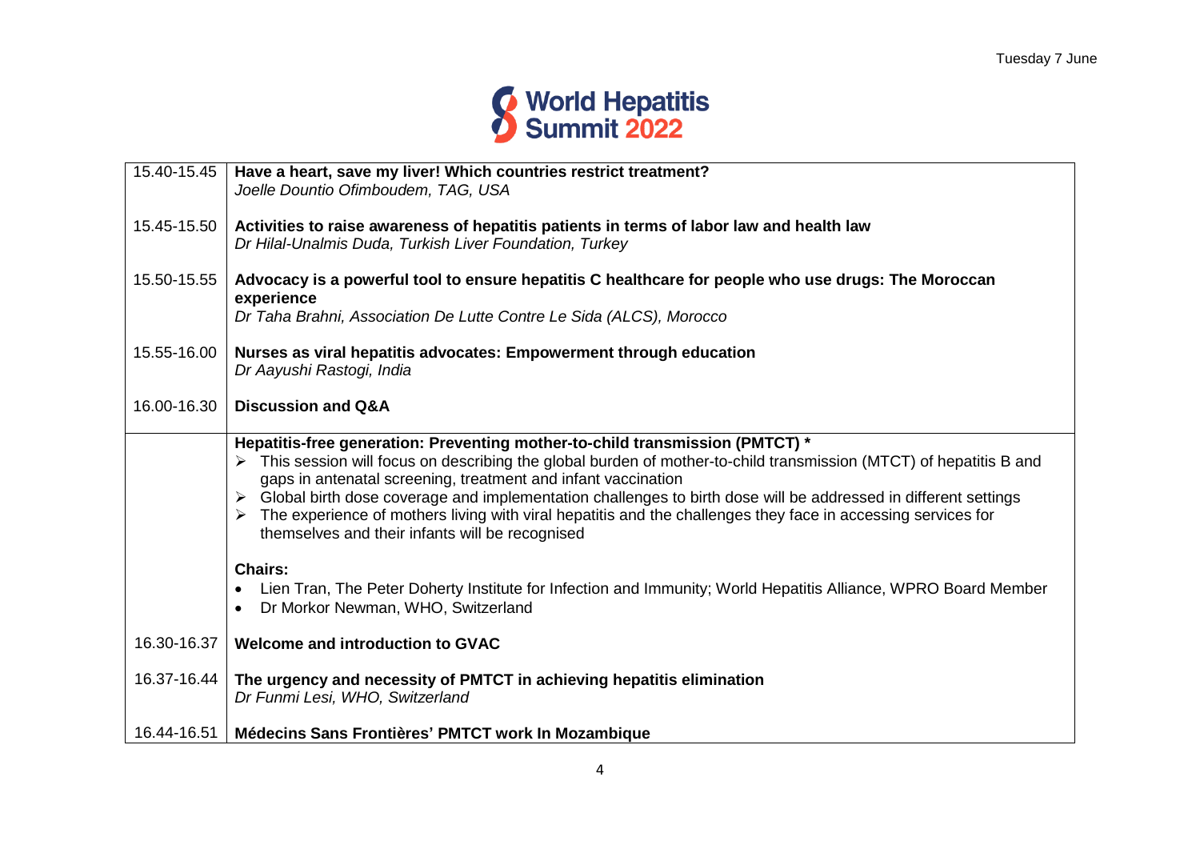| | |
|---|---|
| 15.40-15.45 | **Have a heart, save my liver! Which countries restrict treatment?**<br>*Joelle Dountio Ofimboudem, TAG, USA* |
| 15.45-15.50 | **Activities to raise awareness of hepatitis patients in terms of labor law and health law**<br>*Dr Hilal-Unalmis Duda, Turkish Liver Foundation, Turkey* |
| 15.50-15.55 | **Advocacy is a powerful tool to ensure hepatitis C healthcare for people who use drugs: The Moroccan experience**<br>*Dr Taha Brahni, Association De Lutte Contre Le Sida (ALCS), Morocco* |
| 15.55-16.00 | **Nurses as viral hepatitis advocates: Empowerment through education**<br>*Dr Aayushi Rastogi, India* |
| 16.00-16.30 | **Discussion and Q&A** |
| | **Hepatitis-free generation: Preventing mother-to-child transmission (PMTCT) ***<br>➢ This session will focus on describing the global burden of mother-to-child transmission (MTCT) of hepatitis B and gaps in antenatal screening, treatment and infant vaccination<br>➢ Global birth dose coverage and implementation challenges to birth dose will be addressed in different settings<br>➢ The experience of mothers living with viral hepatitis and the challenges they face in accessing services for themselves and their infants will be recognised<br><br>**Chairs:**<br>• Lien Tran, The Peter Doherty Institute for Infection and Immunity; World Hepatitis Alliance, WPRO Board Member<br>• Dr Morkor Newman, WHO, Switzerland |
| 16.30-16.37 | **Welcome and introduction to GVAC** |
| 16.37-16.44 | **The urgency and necessity of PMTCT in achieving hepatitis elimination**<br>*Dr Funmi Lesi, WHO, Switzerland* |
| 16.44-16.51 | **Médecins Sans Frontières' PMTCT work In Mozambique** |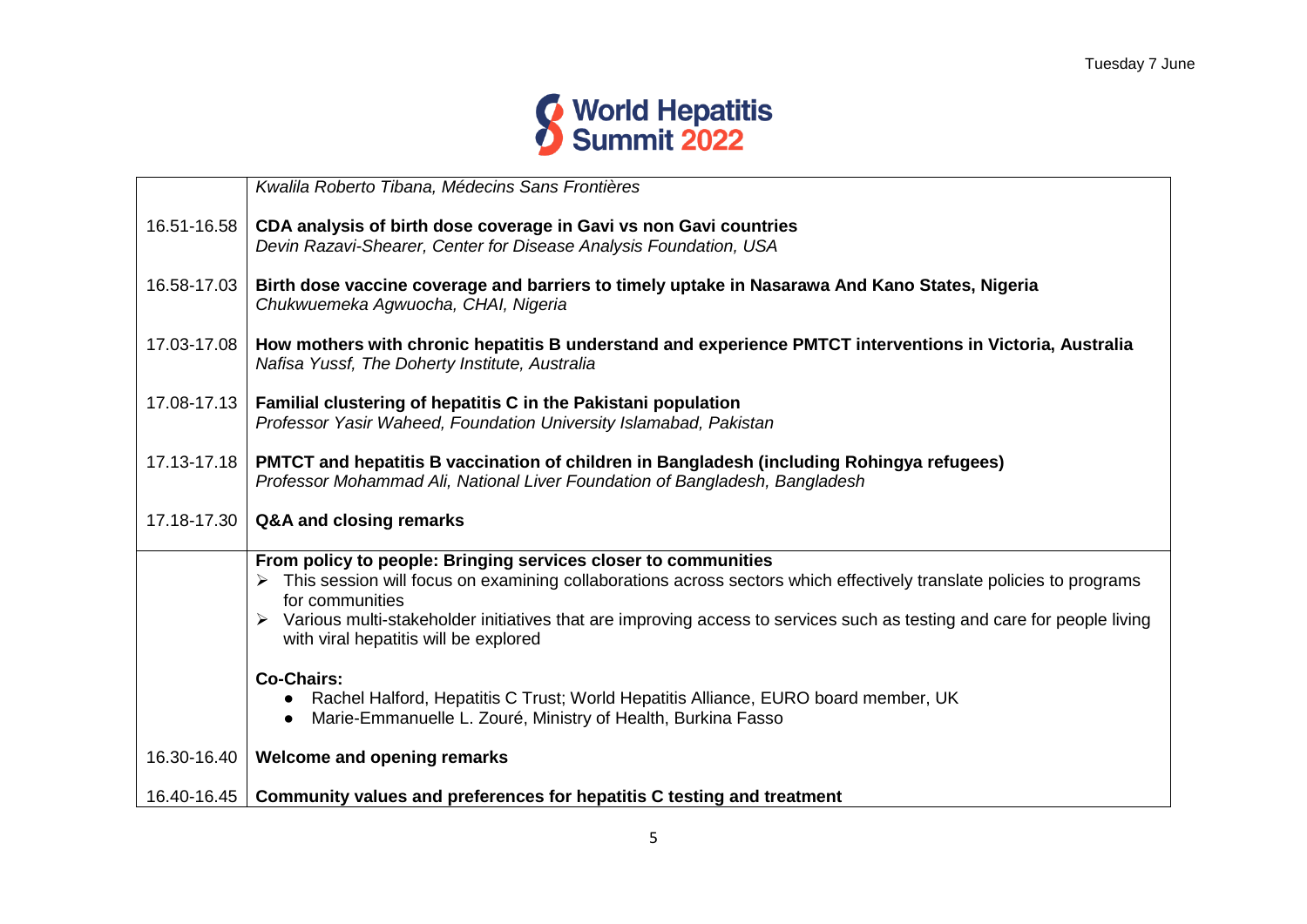| | |
|---|---|
| | *Kwalila Roberto Tibana, Médecins Sans Frontières* |
| 16.51-16.58 | **CDA analysis of birth dose coverage in Gavi vs non Gavi countries**<br>*Devin Razavi-Shearer, Center for Disease Analysis Foundation, USA* |
| 16.58-17.03 | **Birth dose vaccine coverage and barriers to timely uptake in Nasarawa And Kano States, Nigeria**<br>*Chukwuemeka Agwuocha, CHAI, Nigeria* |
| 17.03-17.08 | **How mothers with chronic hepatitis B understand and experience PMTCT interventions in Victoria, Australia**<br>*Nafisa Yussf, The Doherty Institute, Australia* |
| 17.08-17.13 | **Familial clustering of hepatitis C in the Pakistani population**<br>*Professor Yasir Waheed, Foundation University Islamabad, Pakistan* |
| 17.13-17.18 | **PMTCT and hepatitis B vaccination of children in Bangladesh (including Rohingya refugees)**<br>*Professor Mohammad Ali, National Liver Foundation of Bangladesh, Bangladesh* |
| 17.18-17.30 | **Q&A and closing remarks** |
| | **From policy to people: Bringing services closer to communities**<br>➢ This session will focus on examining collaborations across sectors which effectively translate policies to programs for communities<br>➢ Various multi-stakeholder initiatives that are improving access to services such as testing and care for people living with viral hepatitis will be explored<br><br>**Co-Chairs:**<br>• Rachel Halford, Hepatitis C Trust; World Hepatitis Alliance, EURO board member, UK<br>• Marie-Emmanuelle L. Zouré, Ministry of Health, Burkina Fasso |
| 16.30-16.40 | **Welcome and opening remarks** |
| 16.40-16.45 | **Community values and preferences for hepatitis C testing and treatment** |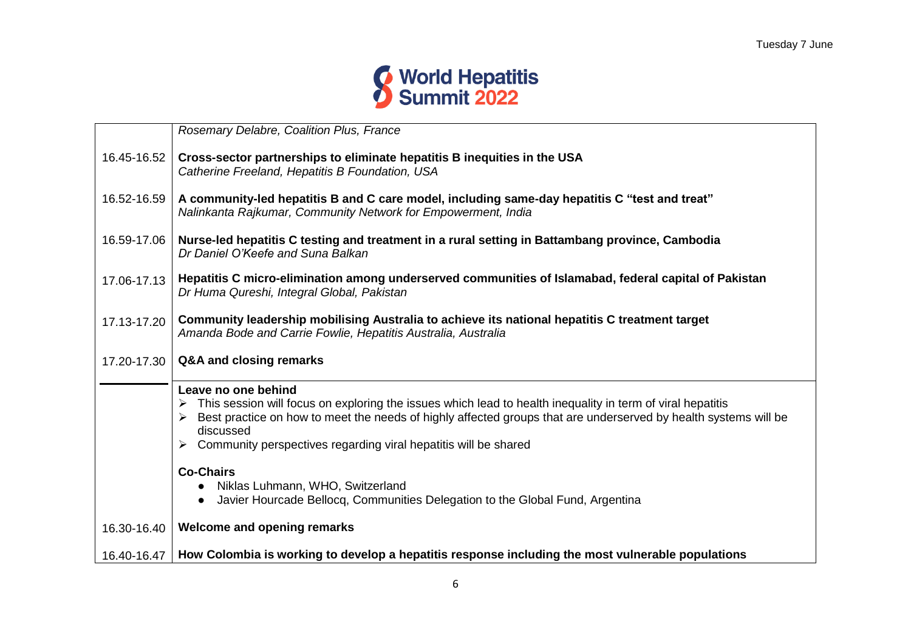|  |  |
|---|---|
|  | *Rosemary Delabre, Coalition Plus, France* |
| 16.45-16.52 | **Cross-sector partnerships to eliminate hepatitis B inequities in the USA**<br>*Catherine Freeland, Hepatitis B Foundation, USA* |
| 16.52-16.59 | **A community-led hepatitis B and C care model, including same-day hepatitis C "test and treat"**<br>*Nalinkanta Rajkumar, Community Network for Empowerment, India* |
| 16.59-17.06 | **Nurse-led hepatitis C testing and treatment in a rural setting in Battambang province, Cambodia**<br>*Dr Daniel O'Keefe and Suna Balkan* |
| 17.06-17.13 | **Hepatitis C micro-elimination among underserved communities of Islamabad, federal capital of Pakistan**<br>*Dr Huma Qureshi, Integral Global, Pakistan* |
| 17.13-17.20 | **Community leadership mobilising Australia to achieve its national hepatitis C treatment target**<br>*Amanda Bode and Carrie Fowlie, Hepatitis Australia, Australia* |
| 17.20-17.30 | **Q&A and closing remarks** |
|  | **Leave no one behind**<br>➢ This session will focus on exploring the issues which lead to health inequality in term of viral hepatitis<br>➢ Best practice on how to meet the needs of highly affected groups that are underserved by health systems will be discussed<br>➢ Community perspectives regarding viral hepatitis will be shared<br><br>**Co-Chairs**<br>• Niklas Luhmann, WHO, Switzerland<br>• Javier Hourcade Bellocq, Communities Delegation to the Global Fund, Argentina |
| 16.30-16.40 | **Welcome and opening remarks** |
| 16.40-16.47 | **How Colombia is working to develop a hepatitis response including the most vulnerable populations** |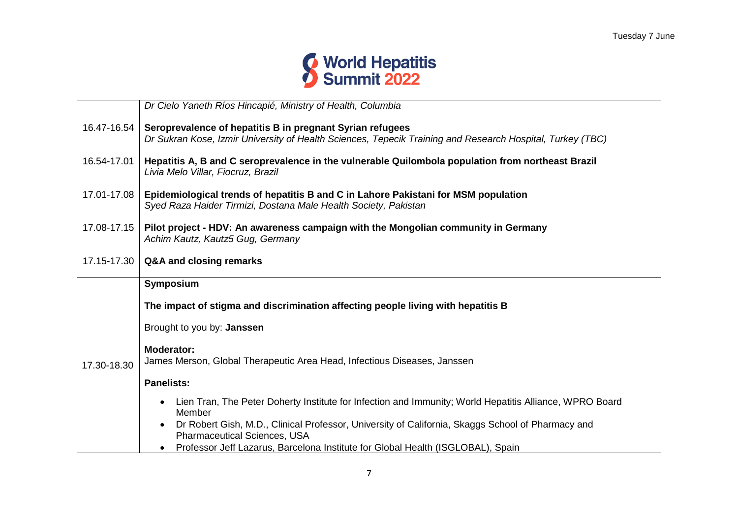| | |
|---|---|
| | *Dr Cielo Yaneth Ríos Hincapié, Ministry of Health, Columbia* |
| 16.47-16.54 | **Seroprevalence of hepatitis B in pregnant Syrian refugees**<br>*Dr Sukran Kose, Izmir University of Health Sciences, Tepecik Training and Research Hospital, Turkey (TBC)* |
| 16.54-17.01 | **Hepatitis A, B and C seroprevalence in the vulnerable Quilombola population from northeast Brazil**<br>*Livia Melo Villar, Fiocruz, Brazil* |
| 17.01-17.08 | **Epidemiological trends of hepatitis B and C in Lahore Pakistani for MSM population**<br>*Syed Raza Haider Tirmizi, Dostana Male Health Society, Pakistan* |
| 17.08-17.15 | **Pilot project - HDV: An awareness campaign with the Mongolian community in Germany**<br>*Achim Kautz, Kautz5 Gug, Germany* |
| 17.15-17.30 | **Q&A and closing remarks** |
| 17.30-18.30 | **Symposium**<br><br>**The impact of stigma and discrimination affecting people living with hepatitis B**<br><br>Brought to you by: **Janssen**<br><br>**Moderator:**<br>James Merson, Global Therapeutic Area Head, Infectious Diseases, Janssen<br><br>**Panelists:**<br>• Lien Tran, The Peter Doherty Institute for Infection and Immunity; World Hepatitis Alliance, WPRO Board Member<br>• Dr Robert Gish, M.D., Clinical Professor, University of California, Skaggs School of Pharmacy and Pharmaceutical Sciences, USA<br>• Professor Jeff Lazarus, Barcelona Institute for Global Health (ISGLOBAL), Spain |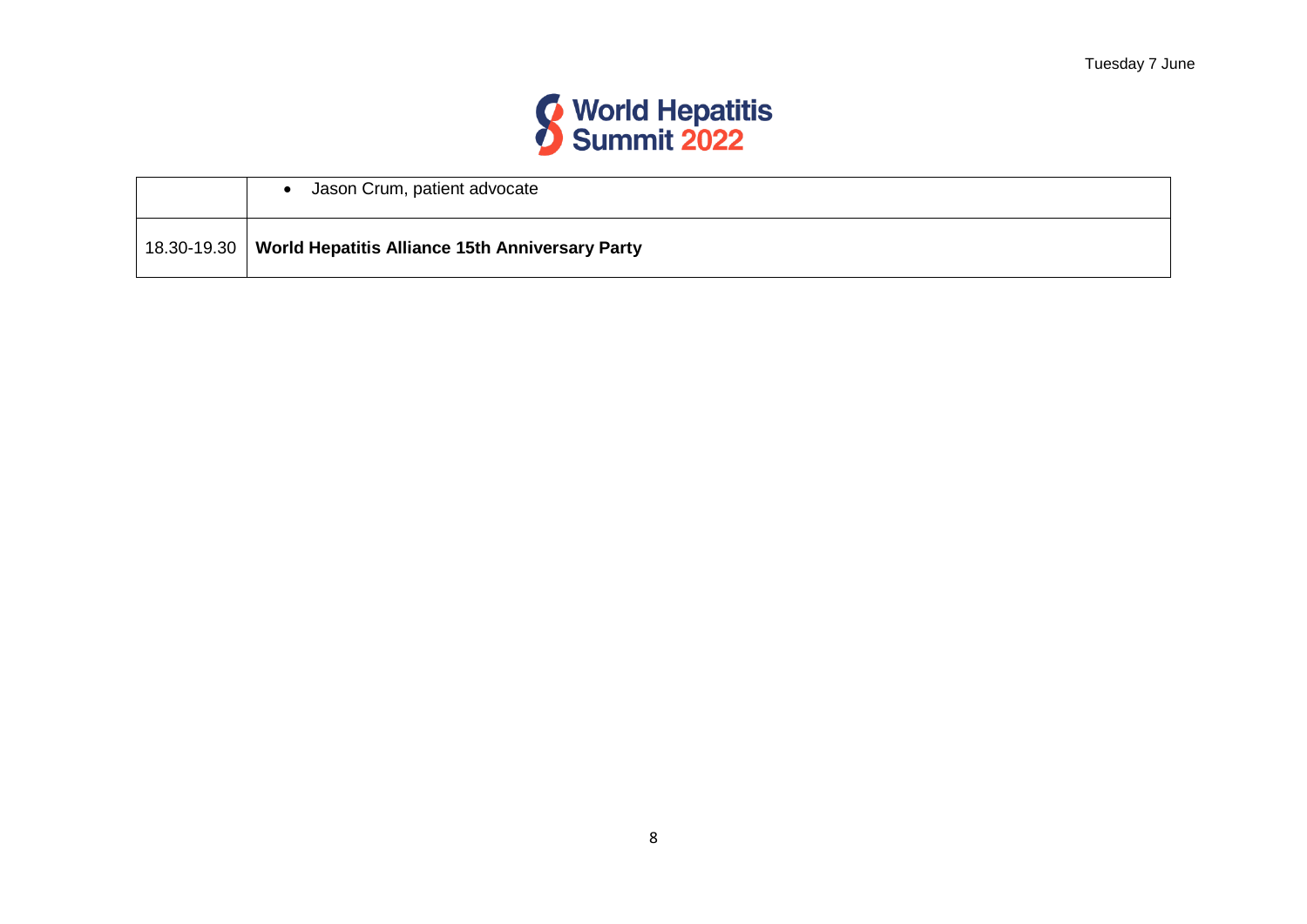|  |  |
|---|---|
|  | • Jason Crum, patient advocate |
| 18.30-19.30 | **World Hepatitis Alliance 15th Anniversary Party** |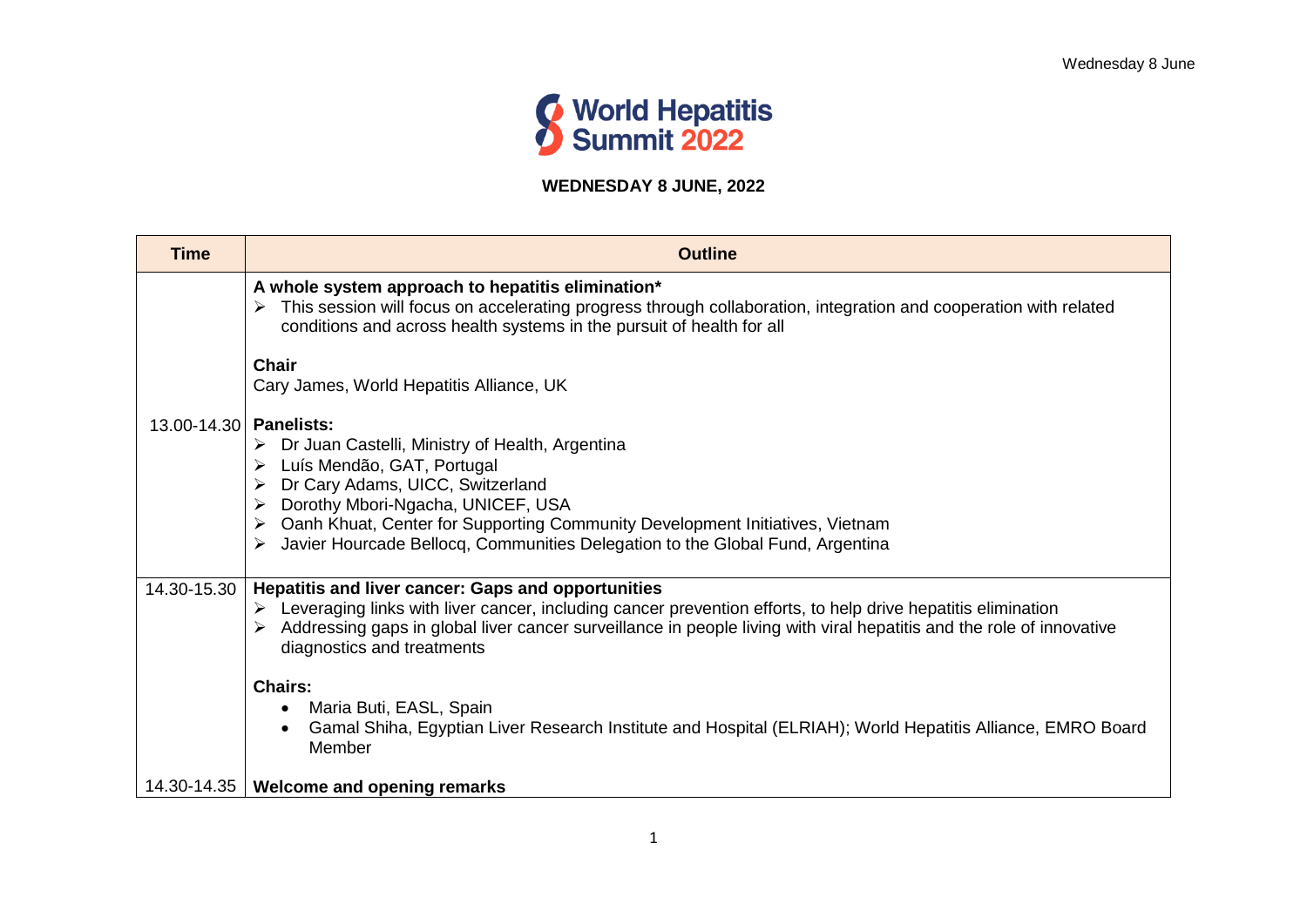# World Hepatitis Summit 2022

## WEDNESDAY 8 JUNE, 2022

| Time | Outline |
| --- | --- |
| 13.00-14.30 | **A whole system approach to hepatitis elimination***<br>➢ This session will focus on accelerating progress through collaboration, integration and cooperation with related conditions and across health systems in the pursuit of health for all<br><br>**Chair**<br>Cary James, World Hepatitis Alliance, UK<br><br>**Panelists:**<br>➢ Dr Juan Castelli, Ministry of Health, Argentina<br>➢ Luís Mendão, GAT, Portugal<br>➢ Dr Cary Adams, UICC, Switzerland<br>➢ Dorothy Mbori-Ngacha, UNICEF, USA<br>➢ Oanh Khuat, Center for Supporting Community Development Initiatives, Vietnam<br>➢ Javier Hourcade Bellocq, Communities Delegation to the Global Fund, Argentina |
| 14.30-15.30 | **Hepatitis and liver cancer: Gaps and opportunities**<br>➢ Leveraging links with liver cancer, including cancer prevention efforts, to help drive hepatitis elimination<br>➢ Addressing gaps in global liver cancer surveillance in people living with viral hepatitis and the role of innovative diagnostics and treatments<br><br>**Chairs:**<br>• Maria Buti, EASL, Spain<br>• Gamal Shiha, Egyptian Liver Research Institute and Hospital (ELRIAH); World Hepatitis Alliance, EMRO Board Member |
| 14.30-14.35 | **Welcome and opening remarks** |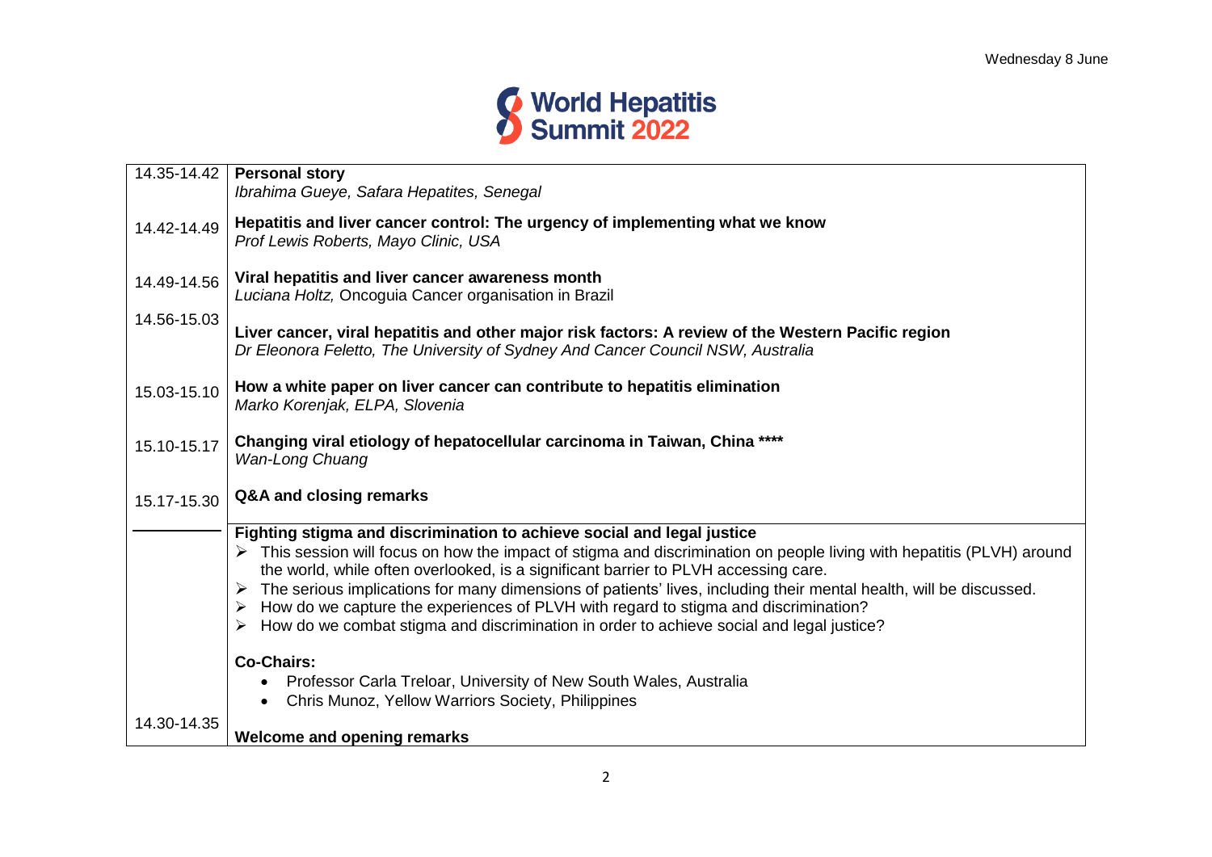| | |
|---|---|
| 14.35-14.42 | **Personal story**<br>*Ibrahima Gueye, Safara Hepatites, Senegal* |
| 14.42-14.49 | **Hepatitis and liver cancer control: The urgency of implementing what we know**<br>*Prof Lewis Roberts, Mayo Clinic, USA* |
| 14.49-14.56 | **Viral hepatitis and liver cancer awareness month**<br>*Luciana Holtz,* Oncoguia Cancer organisation in Brazil |
| 14.56-15.03 | **Liver cancer, viral hepatitis and other major risk factors: A review of the Western Pacific region**<br>*Dr Eleonora Feletto, The University of Sydney And Cancer Council NSW, Australia* |
| 15.03-15.10 | **How a white paper on liver cancer can contribute to hepatitis elimination**<br>*Marko Korenjak, ELPA, Slovenia* |
| 15.10-15.17 | **Changing viral etiology of hepatocellular carcinoma in Taiwan, China \*\*\*\***<br>*Wan-Long Chuang* |
| 15.17-15.30 | **Q&A and closing remarks** |
| | **Fighting stigma and discrimination to achieve social and legal justice**<br>➢ This session will focus on how the impact of stigma and discrimination on people living with hepatitis (PLVH) around the world, while often overlooked, is a significant barrier to PLVH accessing care.<br>➢ The serious implications for many dimensions of patients' lives, including their mental health, will be discussed.<br>➢ How do we capture the experiences of PLVH with regard to stigma and discrimination?<br>➢ How do we combat stigma and discrimination in order to achieve social and legal justice?<br><br>**Co-Chairs:**<br>• Professor Carla Treloar, University of New South Wales, Australia<br>• Chris Munoz, Yellow Warriors Society, Philippines |
| 14.30-14.35 | **Welcome and opening remarks** |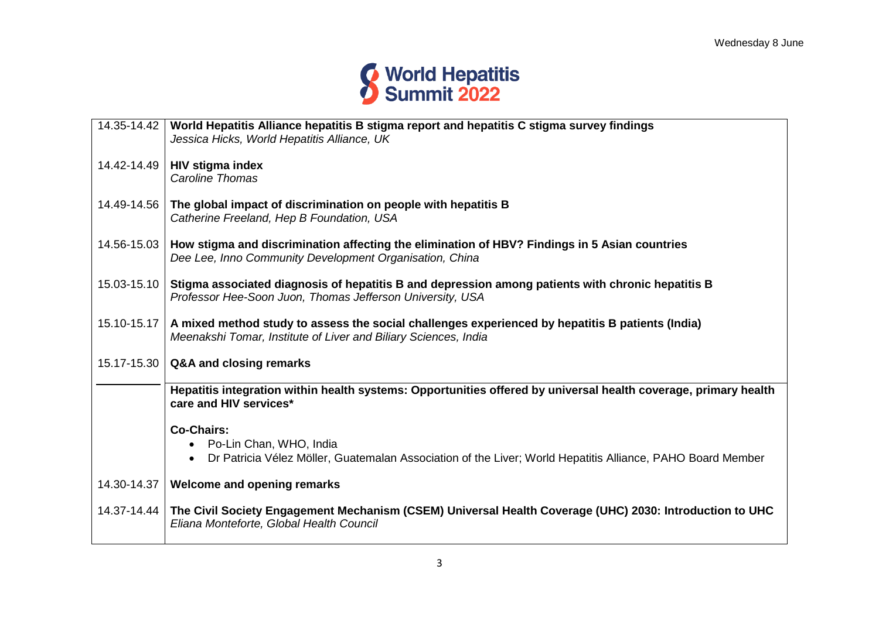| | |
|---|---|
| 14.35-14.42 | **World Hepatitis Alliance hepatitis B stigma report and hepatitis C stigma survey findings**<br>*Jessica Hicks, World Hepatitis Alliance, UK* |
| 14.42-14.49 | **HIV stigma index**<br>*Caroline Thomas* |
| 14.49-14.56 | **The global impact of discrimination on people with hepatitis B**<br>*Catherine Freeland, Hep B Foundation, USA* |
| 14.56-15.03 | **How stigma and discrimination affecting the elimination of HBV? Findings in 5 Asian countries**<br>*Dee Lee, Inno Community Development Organisation, China* |
| 15.03-15.10 | **Stigma associated diagnosis of hepatitis B and depression among patients with chronic hepatitis B**<br>*Professor Hee-Soon Juon, Thomas Jefferson University, USA* |
| 15.10-15.17 | **A mixed method study to assess the social challenges experienced by hepatitis B patients (India)**<br>*Meenakshi Tomar, Institute of Liver and Biliary Sciences, India* |
| 15.17-15.30 | **Q&A and closing remarks** |
| | **Hepatitis integration within health systems: Opportunities offered by universal health coverage, primary health care and HIV services***<br><br>**Co-Chairs:**<br>• Po-Lin Chan, WHO, India<br>• Dr Patricia Vélez Möller, Guatemalan Association of the Liver; World Hepatitis Alliance, PAHO Board Member |
| 14.30-14.37 | **Welcome and opening remarks** |
| 14.37-14.44 | **The Civil Society Engagement Mechanism (CSEM) Universal Health Coverage (UHC) 2030: Introduction to UHC**<br>*Eliana Monteforte, Global Health Council* |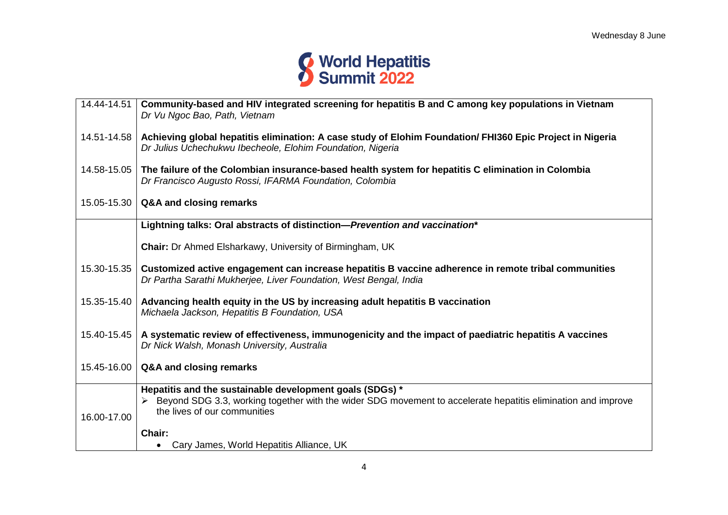| | |
|---|---|
| 14.44-14.51 | **Community-based and HIV integrated screening for hepatitis B and C among key populations in Vietnam**<br>*Dr Vu Ngoc Bao, Path, Vietnam* |
| 14.51-14.58 | **Achieving global hepatitis elimination: A case study of Elohim Foundation/ FHI360 Epic Project in Nigeria**<br>*Dr Julius Uchechukwu Ibecheole, Elohim Foundation, Nigeria* |
| 14.58-15.05 | **The failure of the Colombian insurance-based health system for hepatitis C elimination in Colombia**<br>*Dr Francisco Augusto Rossi, IFARMA Foundation, Colombia* |
| 15.05-15.30 | **Q&A and closing remarks** |
| | **Lightning talks: Oral abstracts of distinction—*Prevention and vaccination****<br><br>**Chair:** Dr Ahmed Elsharkawy, University of Birmingham, UK |
| 15.30-15.35 | **Customized active engagement can increase hepatitis B vaccine adherence in remote tribal communities**<br>*Dr Partha Sarathi Mukherjee, Liver Foundation, West Bengal, India* |
| 15.35-15.40 | **Advancing health equity in the US by increasing adult hepatitis B vaccination**<br>*Michaela Jackson, Hepatitis B Foundation, USA* |
| 15.40-15.45 | **A systematic review of effectiveness, immunogenicity and the impact of paediatric hepatitis A vaccines**<br>*Dr Nick Walsh, Monash University, Australia* |
| 15.45-16.00 | **Q&A and closing remarks** |
| 16.00-17.00 | **Hepatitis and the sustainable development goals (SDGs) ***<br>➢ Beyond SDG 3.3, working together with the wider SDG movement to accelerate hepatitis elimination and improve the lives of our communities<br><br>**Chair:**<br>• Cary James, World Hepatitis Alliance, UK |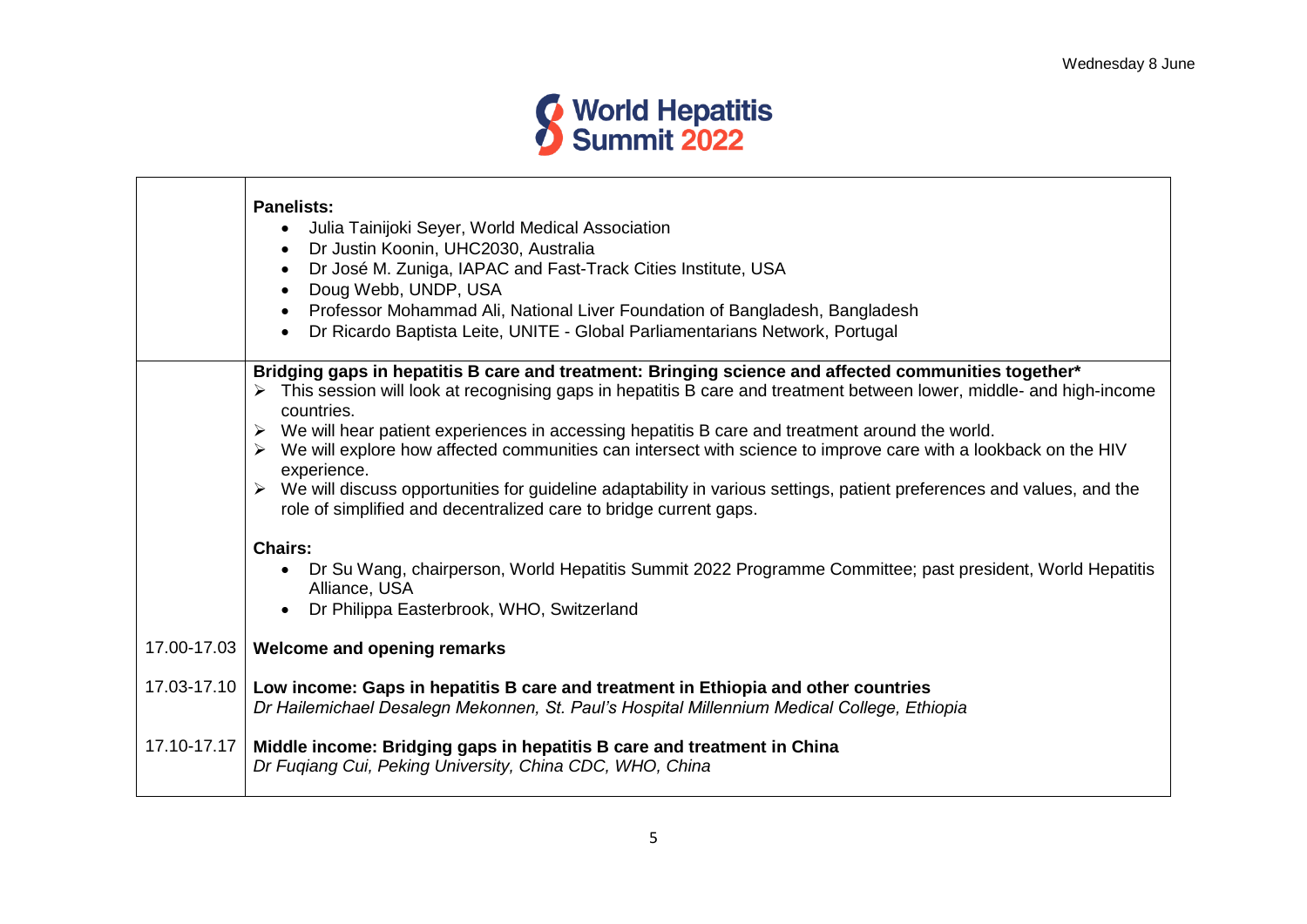| | |
|---|---|
| | **Panelists:**<br>• Julia Tainijoki Seyer, World Medical Association<br>• Dr Justin Koonin, UHC2030, Australia<br>• Dr José M. Zuniga, IAPAC and Fast-Track Cities Institute, USA<br>• Doug Webb, UNDP, USA<br>• Professor Mohammad Ali, National Liver Foundation of Bangladesh, Bangladesh<br>• Dr Ricardo Baptista Leite, UNITE - Global Parliamentarians Network, Portugal |
| | **Bridging gaps in hepatitis B care and treatment: Bringing science and affected communities together***<br>➢ This session will look at recognising gaps in hepatitis B care and treatment between lower, middle- and high-income countries.<br>➢ We will hear patient experiences in accessing hepatitis B care and treatment around the world.<br>➢ We will explore how affected communities can intersect with science to improve care with a lookback on the HIV experience.<br>➢ We will discuss opportunities for guideline adaptability in various settings, patient preferences and values, and the role of simplified and decentralized care to bridge current gaps.<br><br>**Chairs:**<br>• Dr Su Wang, chairperson, World Hepatitis Summit 2022 Programme Committee; past president, World Hepatitis Alliance, USA<br>• Dr Philippa Easterbrook, WHO, Switzerland |
| 17.00-17.03 | **Welcome and opening remarks** |
| 17.03-17.10 | **Low income: Gaps in hepatitis B care and treatment in Ethiopia and other countries**<br>*Dr Hailemichael Desalegn Mekonnen, St. Paul's Hospital Millennium Medical College, Ethiopia* |
| 17.10-17.17 | **Middle income: Bridging gaps in hepatitis B care and treatment in China**<br>*Dr Fuqiang Cui, Peking University, China CDC, WHO, China* |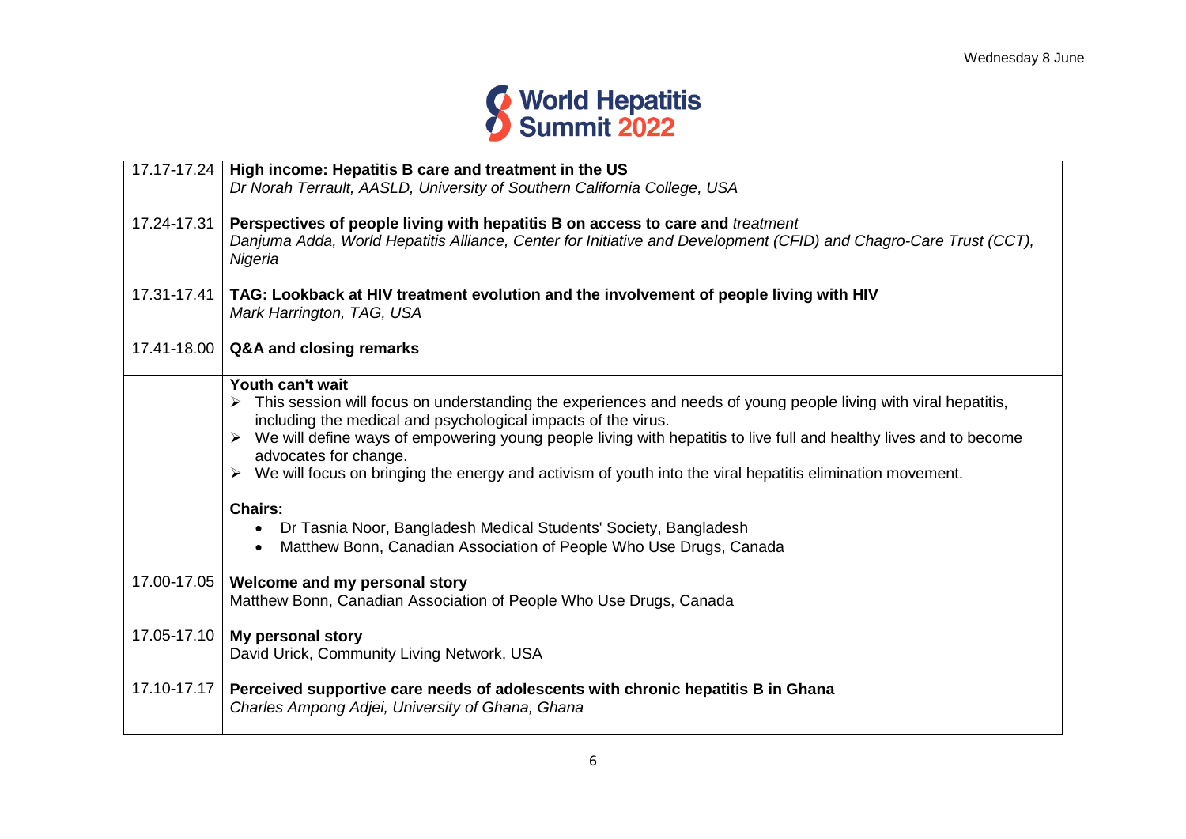| | |
|---|---|
| 17.17-17.24 | **High income: Hepatitis B care and treatment in the US**<br>*Dr Norah Terrault, AASLD, University of Southern California College, USA* |
| 17.24-17.31 | **Perspectives of people living with hepatitis B on access to care and** *treatment*<br>*Danjuma Adda, World Hepatitis Alliance, Center for Initiative and Development (CFID) and Chagro-Care Trust (CCT), Nigeria* |
| 17.31-17.41 | **TAG: Lookback at HIV treatment evolution and the involvement of people living with HIV**<br>*Mark Harrington, TAG, USA* |
| 17.41-18.00 | **Q&A and closing remarks** |
| | **Youth can't wait**<br>➢ This session will focus on understanding the experiences and needs of young people living with viral hepatitis, including the medical and psychological impacts of the virus.<br>➢ We will define ways of empowering young people living with hepatitis to live full and healthy lives and to become advocates for change.<br>➢ We will focus on bringing the energy and activism of youth into the viral hepatitis elimination movement.<br><br>**Chairs:**<br>• Dr Tasnia Noor, Bangladesh Medical Students' Society, Bangladesh<br>• Matthew Bonn, Canadian Association of People Who Use Drugs, Canada |
| 17.00-17.05 | **Welcome and my personal story**<br>Matthew Bonn, Canadian Association of People Who Use Drugs, Canada |
| 17.05-17.10 | **My personal story**<br>David Urick, Community Living Network, USA |
| 17.10-17.17 | **Perceived supportive care needs of adolescents with chronic hepatitis B in Ghana**<br>*Charles Ampong Adjei, University of Ghana, Ghana* |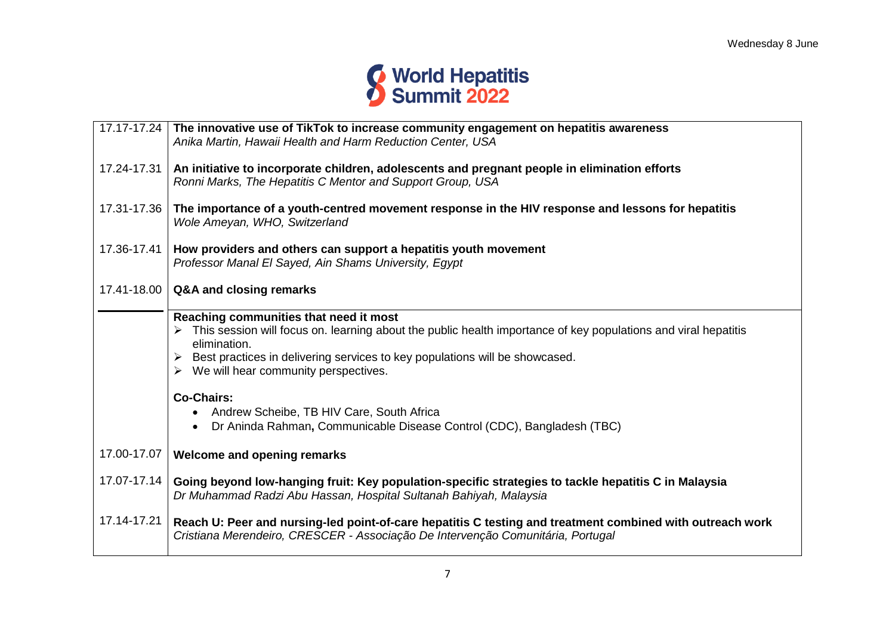| | |
|---|---|
| 17.17-17.24 | **The innovative use of TikTok to increase community engagement on hepatitis awareness**<br>*Anika Martin, Hawaii Health and Harm Reduction Center, USA* |
| 17.24-17.31 | **An initiative to incorporate children, adolescents and pregnant people in elimination efforts**<br>*Ronni Marks, The Hepatitis C Mentor and Support Group, USA* |
| 17.31-17.36 | **The importance of a youth-centred movement response in the HIV response and lessons for hepatitis**<br>*Wole Ameyan, WHO, Switzerland* |
| 17.36-17.41 | **How providers and others can support a hepatitis youth movement**<br>*Professor Manal El Sayed, Ain Shams University, Egypt* |
| 17.41-18.00 | **Q&A and closing remarks** |

| | |
|---|---|
| | **Reaching communities that need it most**<br>➢ This session will focus on. learning about the public health importance of key populations and viral hepatitis elimination.<br>➢ Best practices in delivering services to key populations will be showcased.<br>➢ We will hear community perspectives.<br><br>**Co-Chairs:**<br>• Andrew Scheibe, TB HIV Care, South Africa<br>• Dr Aninda Rahman**,** Communicable Disease Control (CDC), Bangladesh (TBC) |
| 17.00-17.07 | **Welcome and opening remarks** |
| 17.07-17.14 | **Going beyond low-hanging fruit: Key population-specific strategies to tackle hepatitis C in Malaysia**<br>*Dr Muhammad Radzi Abu Hassan, Hospital Sultanah Bahiyah, Malaysia* |
| 17.14-17.21 | **Reach U: Peer and nursing-led point-of-care hepatitis C testing and treatment combined with outreach work**<br>*Cristiana Merendeiro, CRESCER - Associação De Intervenção Comunitária, Portugal* |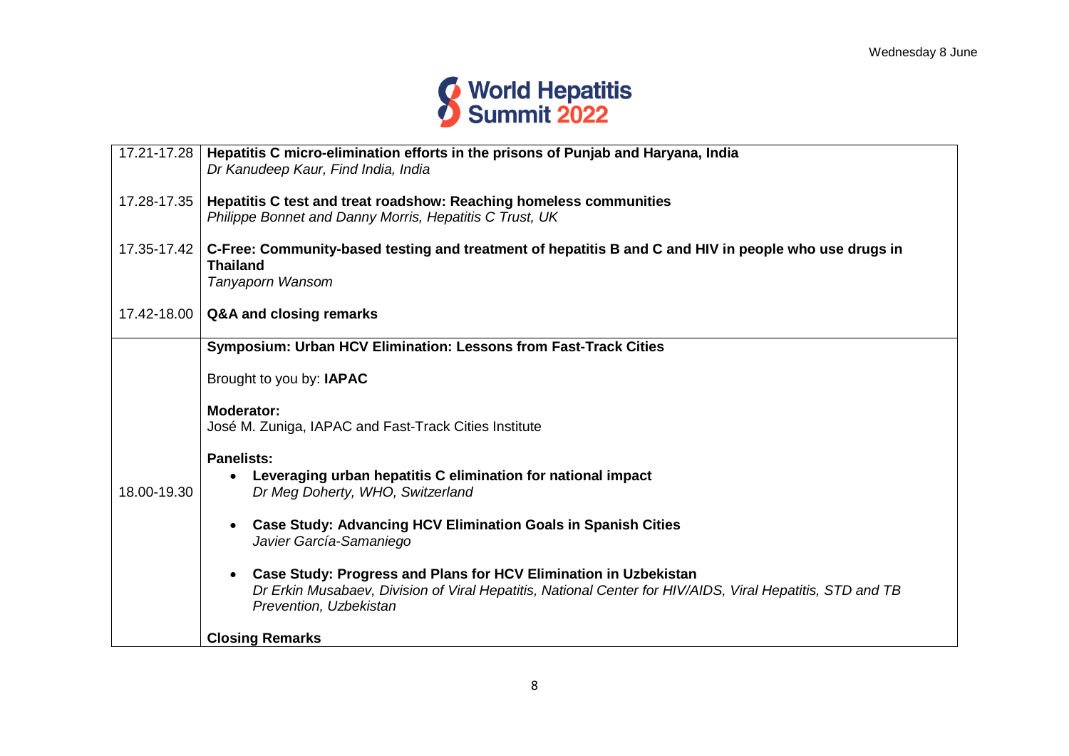| | |
|---|---|
| 17.21-17.28 | **Hepatitis C micro-elimination efforts in the prisons of Punjab and Haryana, India**<br>*Dr Kanudeep Kaur, Find India, India* |
| 17.28-17.35 | **Hepatitis C test and treat roadshow: Reaching homeless communities**<br>*Philippe Bonnet and Danny Morris, Hepatitis C Trust, UK* |
| 17.35-17.42 | **C-Free: Community-based testing and treatment of hepatitis B and C and HIV in people who use drugs in Thailand**<br>*Tanyaporn Wansom* |
| 17.42-18.00 | **Q&A and closing remarks** |
| 18.00-19.30 | **Symposium: Urban HCV Elimination: Lessons from Fast-Track Cities**<br><br>Brought to you by: **IAPAC**<br><br>**Moderator:**<br>José M. Zuniga, IAPAC and Fast-Track Cities Institute<br><br>**Panelists:**<br>• **Leveraging urban hepatitis C elimination for national impact**<br>*Dr Meg Doherty, WHO, Switzerland*<br><br>• **Case Study: Advancing HCV Elimination Goals in Spanish Cities**<br>*Javier García-Samaniego*<br><br>• **Case Study: Progress and Plans for HCV Elimination in Uzbekistan**<br>*Dr Erkin Musabaev, Division of Viral Hepatitis, National Center for HIV/AIDS, Viral Hepatitis, STD and TB Prevention, Uzbekistan*<br><br>**Closing Remarks** |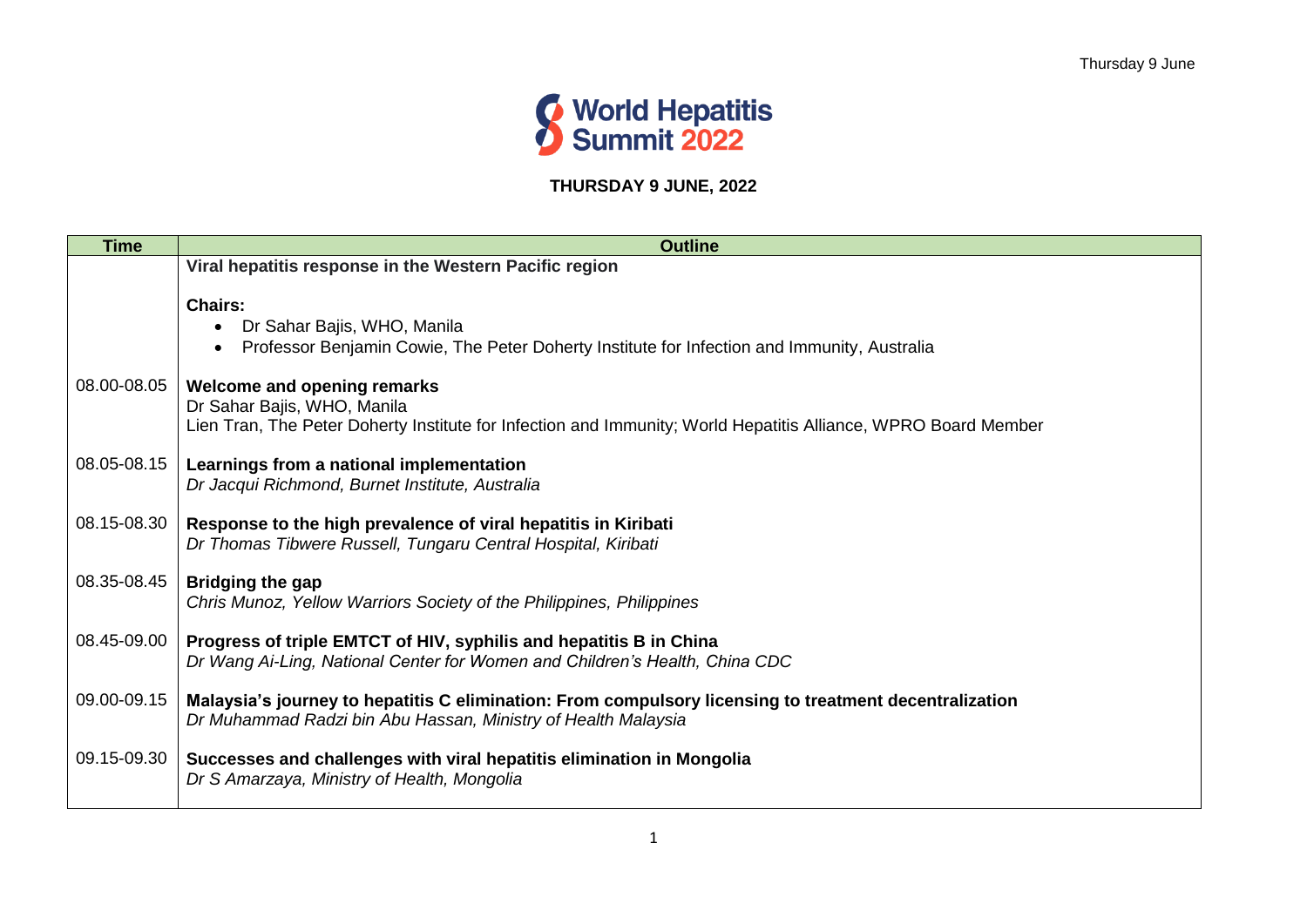World Hepatitis Summit 2022

**THURSDAY 9 JUNE, 2022**

| Time | Outline |
| --- | --- |
| | **Viral hepatitis response in the Western Pacific region**<br><br>**Chairs:**<br>• Dr Sahar Bajis, WHO, Manila<br>• Professor Benjamin Cowie, The Peter Doherty Institute for Infection and Immunity, Australia |
| 08.00-08.05 | **Welcome and opening remarks**<br>Dr Sahar Bajis, WHO, Manila<br>Lien Tran, The Peter Doherty Institute for Infection and Immunity; World Hepatitis Alliance, WPRO Board Member |
| 08.05-08.15 | **Learnings from a national implementation**<br>*Dr Jacqui Richmond, Burnet Institute, Australia* |
| 08.15-08.30 | **Response to the high prevalence of viral hepatitis in Kiribati**<br>*Dr Thomas Tibwere Russell, Tungaru Central Hospital, Kiribati* |
| 08.35-08.45 | **Bridging the gap**<br>*Chris Munoz, Yellow Warriors Society of the Philippines, Philippines* |
| 08.45-09.00 | **Progress of triple EMTCT of HIV, syphilis and hepatitis B in China**<br>*Dr Wang Ai-Ling, National Center for Women and Children's Health, China CDC* |
| 09.00-09.15 | **Malaysia's journey to hepatitis C elimination: From compulsory licensing to treatment decentralization**<br>*Dr Muhammad Radzi bin Abu Hassan, Ministry of Health Malaysia* |
| 09.15-09.30 | **Successes and challenges with viral hepatitis elimination in Mongolia**<br>*Dr S Amarzaya, Ministry of Health, Mongolia* |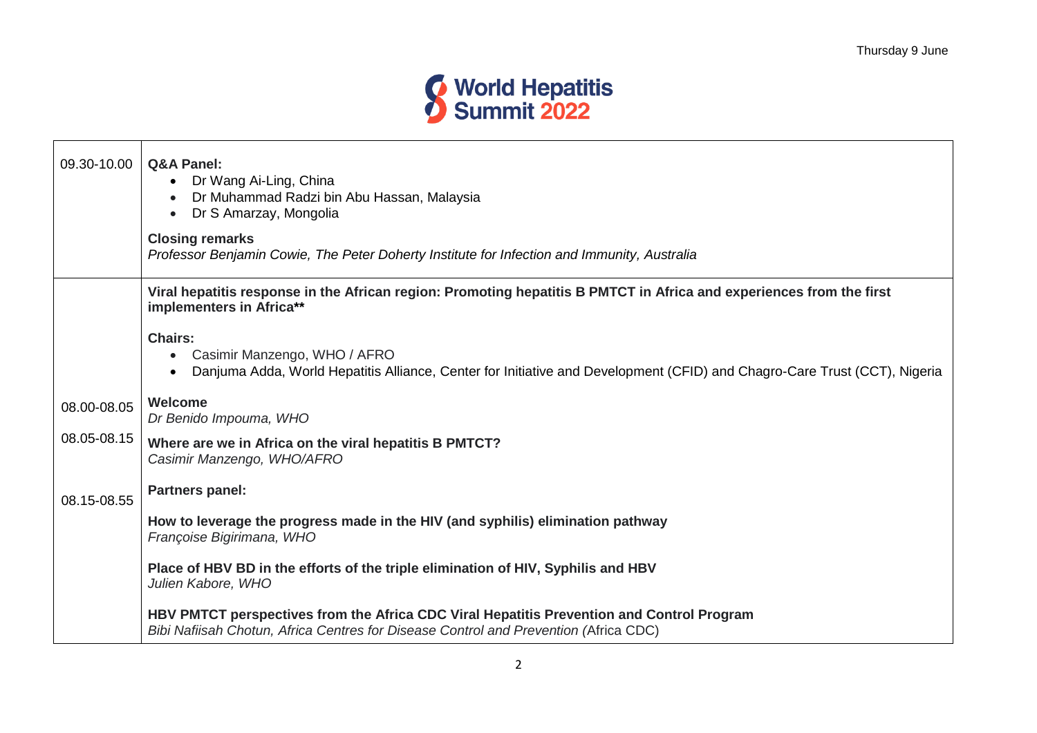Thursday 9 June

| | |
|---|---|
| 09.30-10.00 | **Q&A Panel:**<br>• Dr Wang Ai-Ling, China<br>• Dr Muhammad Radzi bin Abu Hassan, Malaysia<br>• Dr S Amarzay, Mongolia<br><br>**Closing remarks**<br>*Professor Benjamin Cowie, The Peter Doherty Institute for Infection and Immunity, Australia* |
| | **Viral hepatitis response in the African region: Promoting hepatitis B PMTCT in Africa and experiences from the first implementers in Africa****<br><br>**Chairs:**<br>• Casimir Manzengo, WHO / AFRO<br>• Danjuma Adda, World Hepatitis Alliance, Center for Initiative and Development (CFID) and Chagro-Care Trust (CCT), Nigeria |
| 08.00-08.05 | **Welcome**<br>*Dr Benido Impouma, WHO* |
| 08.05-08.15 | **Where are we in Africa on the viral hepatitis B PMTCT?**<br>*Casimir Manzengo, WHO/AFRO* |
| 08.15-08.55 | **Partners panel:**<br><br>**How to leverage the progress made in the HIV (and syphilis) elimination pathway**<br>*Françoise Bigirimana, WHO*<br><br>**Place of HBV BD in the efforts of the triple elimination of HIV, Syphilis and HBV**<br>*Julien Kabore, WHO*<br><br>**HBV PMTCT perspectives from the Africa CDC Viral Hepatitis Prevention and Control Program**<br>*Bibi Nafiisah Chotun, Africa Centres for Disease Control and Prevention (*Africa CDC) |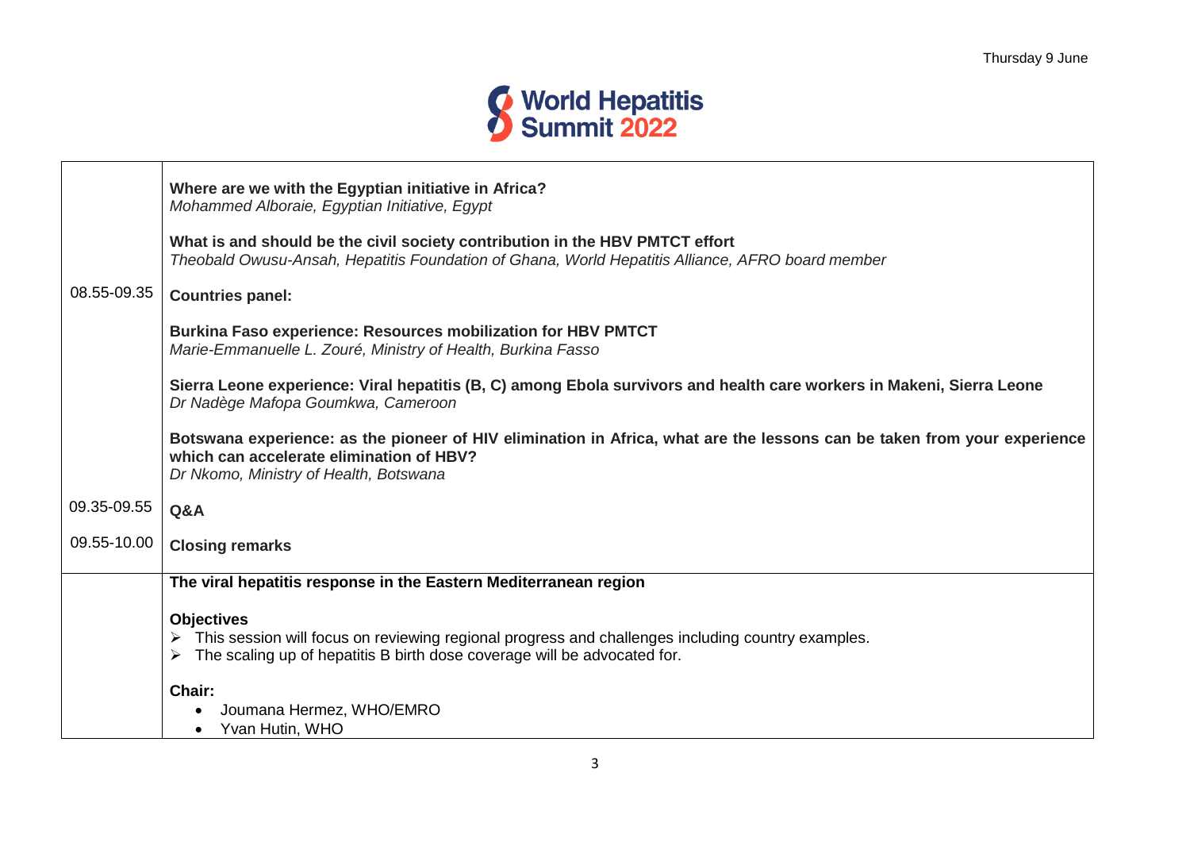| | |
|---|---|
| 08.55-09.35 | **Where are we with the Egyptian initiative in Africa?**<br>*Mohammed Alboraie, Egyptian Initiative, Egypt*<br><br>**What is and should be the civil society contribution in the HBV PMTCT effort**<br>*Theobald Owusu-Ansah, Hepatitis Foundation of Ghana, World Hepatitis Alliance, AFRO board member*<br><br>**Countries panel:**<br><br>**Burkina Faso experience: Resources mobilization for HBV PMTCT**<br>*Marie-Emmanuelle L. Zouré, Ministry of Health, Burkina Fasso*<br><br>**Sierra Leone experience: Viral hepatitis (B, C) among Ebola survivors and health care workers in Makeni, Sierra Leone**<br>*Dr Nadège Mafopa Goumkwa, Cameroon*<br><br>**Botswana experience: as the pioneer of HIV elimination in Africa, what are the lessons can be taken from your experience which can accelerate elimination of HBV?**<br>*Dr Nkomo, Ministry of Health, Botswana* |
| 09.35-09.55 | **Q&A** |
| 09.55-10.00 | **Closing remarks** |
| | **The viral hepatitis response in the Eastern Mediterranean region**<br><br>**Objectives**<br>➢ This session will focus on reviewing regional progress and challenges including country examples.<br>➢ The scaling up of hepatitis B birth dose coverage will be advocated for.<br><br>**Chair:**<br>• Joumana Hermez, WHO/EMRO<br>• Yvan Hutin, WHO |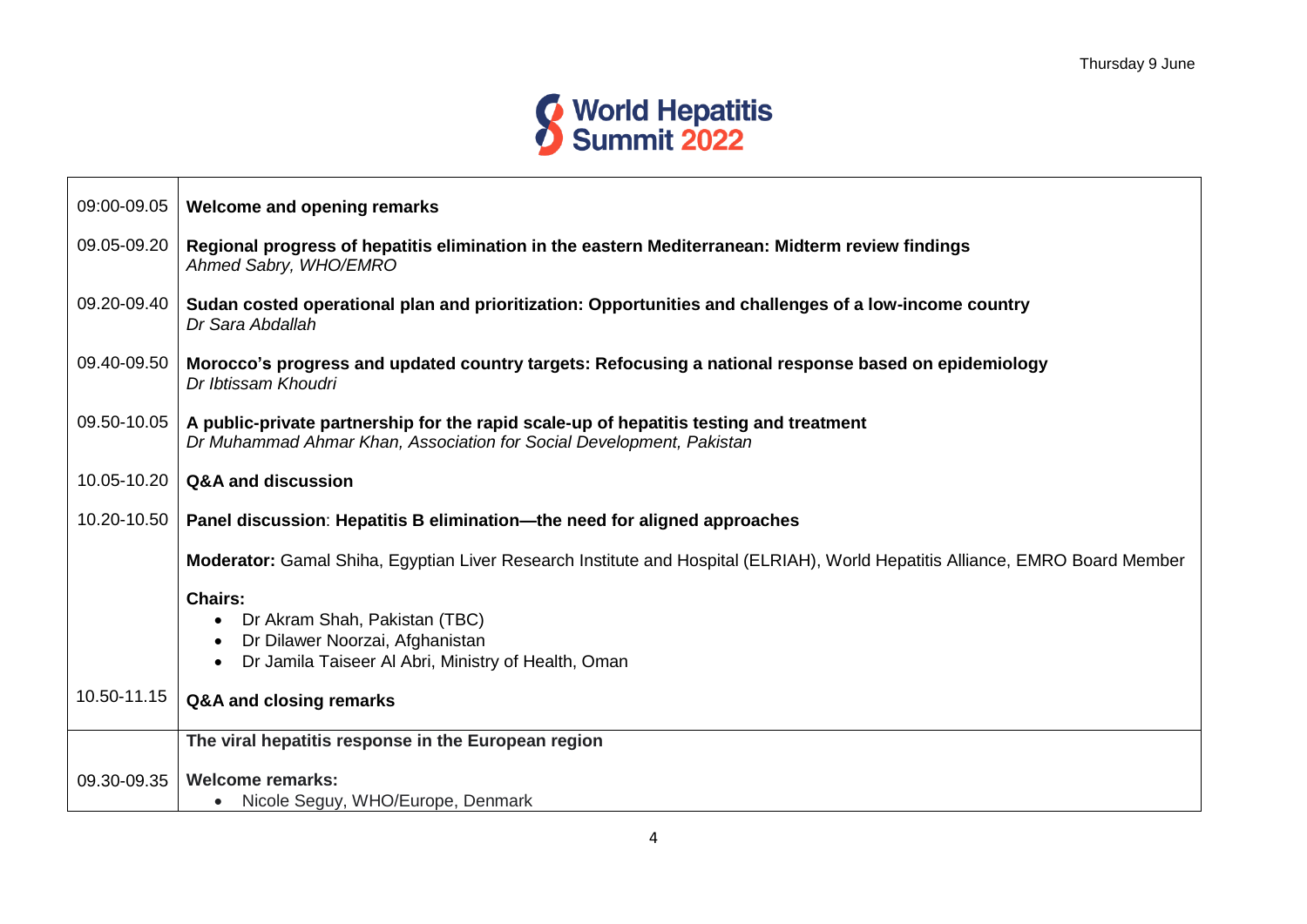Thursday 9 June

World Hepatitis Summit 2022

| | |
|---|---|
| 09:00-09.05 | **Welcome and opening remarks** |
| 09.05-09.20 | **Regional progress of hepatitis elimination in the eastern Mediterranean: Midterm review findings**<br>*Ahmed Sabry, WHO/EMRO* |
| 09.20-09.40 | **Sudan costed operational plan and prioritization: Opportunities and challenges of a low-income country**<br>*Dr Sara Abdallah* |
| 09.40-09.50 | **Morocco's progress and updated country targets: Refocusing a national response based on epidemiology**<br>*Dr Ibtissam Khoudri* |
| 09.50-10.05 | **A public-private partnership for the rapid scale-up of hepatitis testing and treatment**<br>*Dr Muhammad Ahmar Khan, Association for Social Development, Pakistan* |
| 10.05-10.20 | **Q&A and discussion** |
| 10.20-10.50 | **Panel discussion**: **Hepatitis B elimination—the need for aligned approaches** |
| | **Moderator:** Gamal Shiha, Egyptian Liver Research Institute and Hospital (ELRIAH), World Hepatitis Alliance, EMRO Board Member |
| | **Chairs:**<br>• Dr Akram Shah, Pakistan (TBC)<br>• Dr Dilawer Noorzai, Afghanistan<br>• Dr Jamila Taiseer Al Abri, Ministry of Health, Oman |
| 10.50-11.15 | **Q&A and closing remarks** |
| | **The viral hepatitis response in the European region** |
| 09.30-09.35 | **Welcome remarks:**<br>• Nicole Seguy, WHO/Europe, Denmark |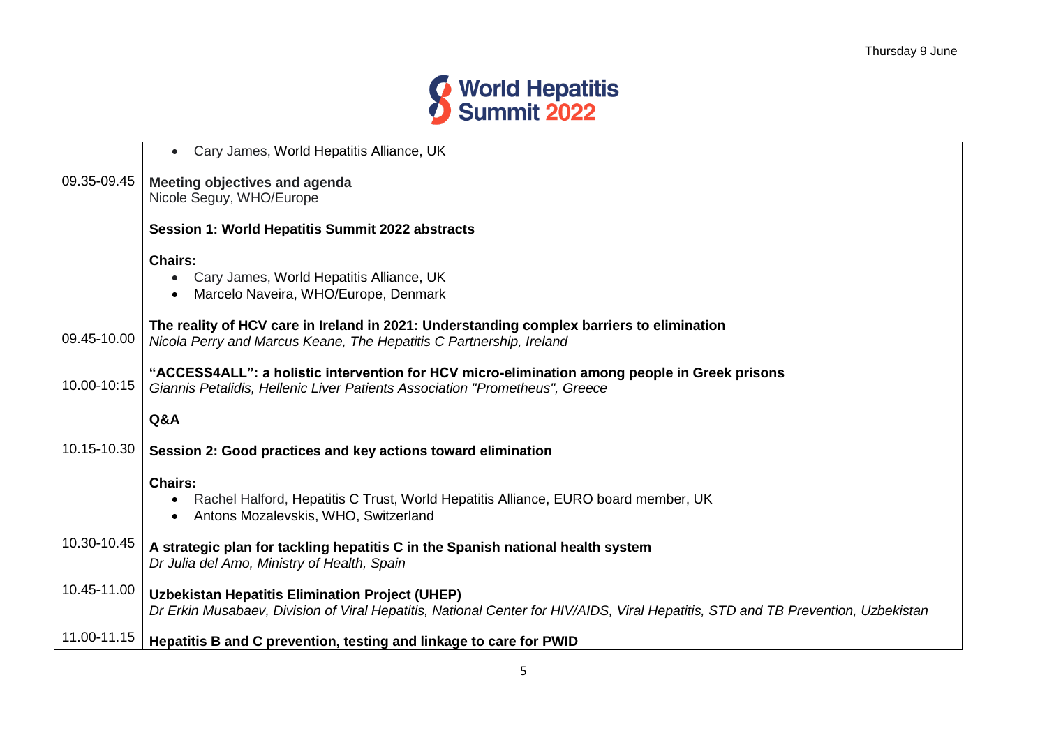| | |
|---|---|
| | • Cary James, World Hepatitis Alliance, UK |
| 09.35-09.45 | **Meeting objectives and agenda**<br>Nicole Seguy, WHO/Europe |
| | **Session 1: World Hepatitis Summit 2022 abstracts** |
| | **Chairs:**<br>• Cary James, World Hepatitis Alliance, UK<br>• Marcelo Naveira, WHO/Europe, Denmark |
| 09.45-10.00 | **The reality of HCV care in Ireland in 2021: Understanding complex barriers to elimination**<br>*Nicola Perry and Marcus Keane, The Hepatitis C Partnership, Ireland* |
| 10.00-10:15 | **"ACCESS4ALL": a holistic intervention for HCV micro-elimination among people in Greek prisons**<br>*Giannis Petalidis, Hellenic Liver Patients Association "Prometheus", Greece* |
| | **Q&A** |
| 10.15-10.30 | **Session 2: Good practices and key actions toward elimination** |
| | **Chairs:**<br>• Rachel Halford, Hepatitis C Trust, World Hepatitis Alliance, EURO board member, UK<br>• Antons Mozalevskis, WHO, Switzerland |
| 10.30-10.45 | **A strategic plan for tackling hepatitis C in the Spanish national health system**<br>*Dr Julia del Amo, Ministry of Health, Spain* |
| 10.45-11.00 | **Uzbekistan Hepatitis Elimination Project (UHEP)**<br>*Dr Erkin Musabaev, Division of Viral Hepatitis, National Center for HIV/AIDS, Viral Hepatitis, STD and TB Prevention, Uzbekistan* |
| 11.00-11.15 | **Hepatitis B and C prevention, testing and linkage to care for PWID** |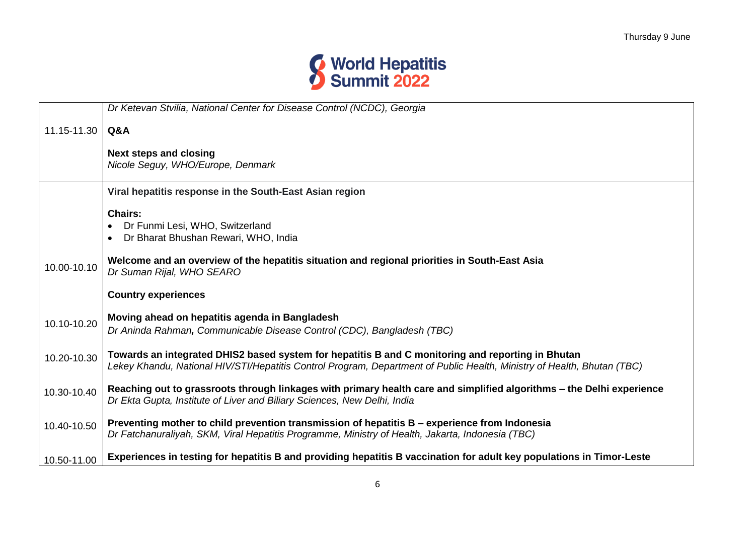| | |
|---|---|
| | *Dr Ketevan Stvilia, National Center for Disease Control (NCDC), Georgia* |
| 11.15-11.30 | **Q&A** <br><br> **Next steps and closing** <br> *Nicole Seguy, WHO/Europe, Denmark* |
| | **Viral hepatitis response in the South-East Asian region** <br><br> **Chairs:** <br> • Dr Funmi Lesi, WHO, Switzerland <br> • Dr Bharat Bhushan Rewari, WHO, India |
| 10.00-10.10 | **Welcome and an overview of the hepatitis situation and regional priorities in South-East Asia** <br> *Dr Suman Rijal, WHO SEARO* |
| | **Country experiences** |
| 10.10-10.20 | **Moving ahead on hepatitis agenda in Bangladesh** <br> *Dr Aninda Rahman, Communicable Disease Control (CDC), Bangladesh (TBC)* |
| 10.20-10.30 | **Towards an integrated DHIS2 based system for hepatitis B and C monitoring and reporting in Bhutan** <br> *Lekey Khandu, National HIV/STI/Hepatitis Control Program, Department of Public Health, Ministry of Health, Bhutan (TBC)* |
| 10.30-10.40 | **Reaching out to grassroots through linkages with primary health care and simplified algorithms – the Delhi experience** <br> *Dr Ekta Gupta, Institute of Liver and Biliary Sciences, New Delhi, India* |
| 10.40-10.50 | **Preventing mother to child prevention transmission of hepatitis B – experience from Indonesia** <br> *Dr Fatchanuraliyah, SKM, Viral Hepatitis Programme, Ministry of Health, Jakarta, Indonesia (TBC)* |
| 10.50-11.00 | **Experiences in testing for hepatitis B and providing hepatitis B vaccination for adult key populations in Timor-Leste** |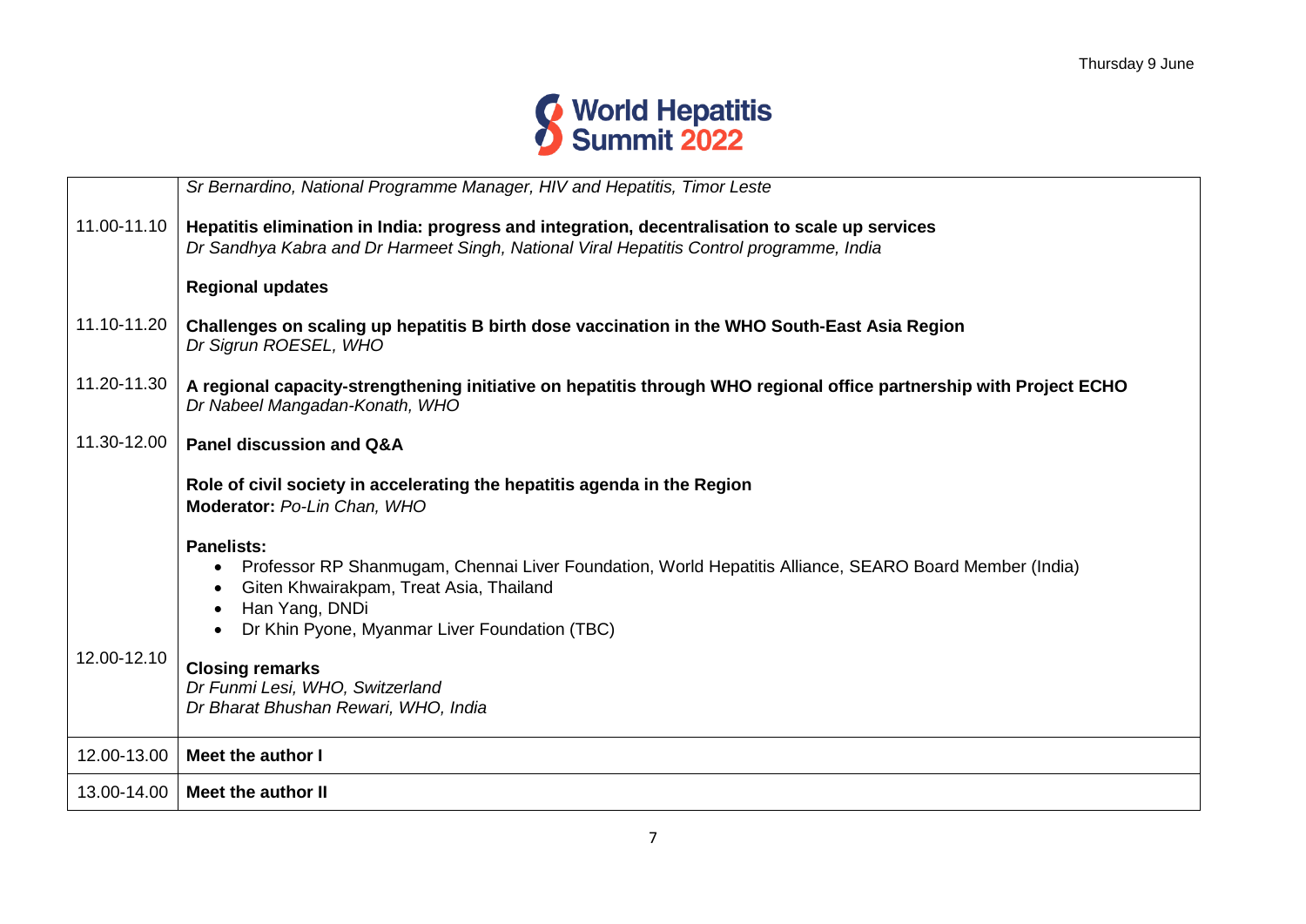| | |
|---|---|
| | *Sr Bernardino, National Programme Manager, HIV and Hepatitis, Timor Leste* |
| 11.00-11.10 | **Hepatitis elimination in India: progress and integration, decentralisation to scale up services**<br>*Dr Sandhya Kabra and Dr Harmeet Singh, National Viral Hepatitis Control programme, India* |
| | **Regional updates** |
| 11.10-11.20 | **Challenges on scaling up hepatitis B birth dose vaccination in the WHO South-East Asia Region**<br>*Dr Sigrun ROESEL, WHO* |
| 11.20-11.30 | **A regional capacity-strengthening initiative on hepatitis through WHO regional office partnership with Project ECHO**<br>*Dr Nabeel Mangadan-Konath, WHO* |
| 11.30-12.00 | **Panel discussion and Q&A**<br><br>**Role of civil society in accelerating the hepatitis agenda in the Region**<br>**Moderator:** *Po-Lin Chan, WHO*<br><br>**Panelists:**<br>• Professor RP Shanmugam, Chennai Liver Foundation, World Hepatitis Alliance, SEARO Board Member (India)<br>• Giten Khwairakpam, Treat Asia, Thailand<br>• Han Yang, DNDi<br>• Dr Khin Pyone, Myanmar Liver Foundation (TBC) |
| 12.00-12.10 | **Closing remarks**<br>*Dr Funmi Lesi, WHO, Switzerland*<br>*Dr Bharat Bhushan Rewari, WHO, India* |
| 12.00-13.00 | **Meet the author I** |
| 13.00-14.00 | **Meet the author II** |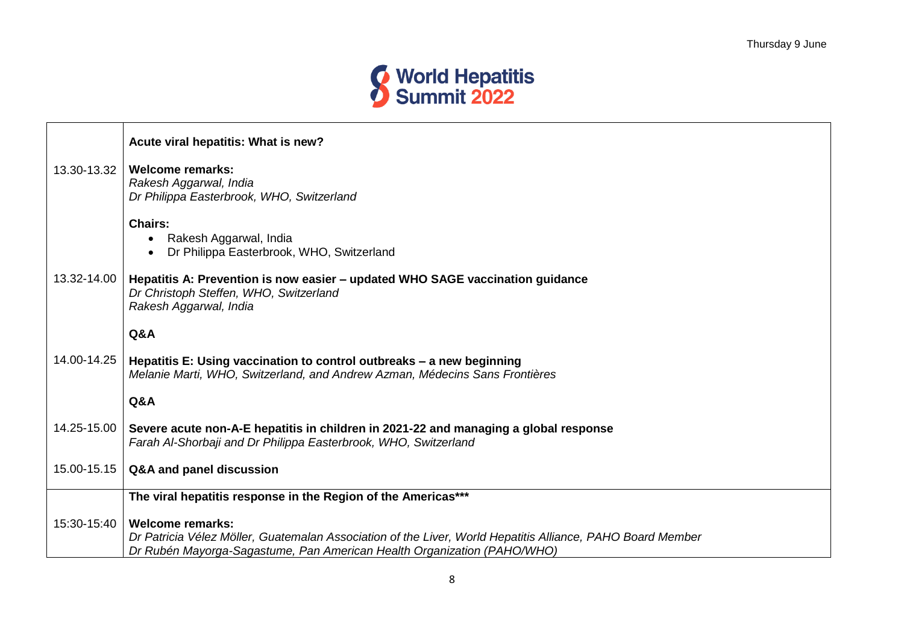Thursday 9 June

**World Hepatitis Summit 2022**

| | |
|---|---|
| | **Acute viral hepatitis: What is new?** |
| 13.30-13.32 | **Welcome remarks:**<br>*Rakesh Aggarwal, India*<br>*Dr Philippa Easterbrook, WHO, Switzerland*<br><br>**Chairs:**<br>• Rakesh Aggarwal, India<br>• Dr Philippa Easterbrook, WHO, Switzerland |
| 13.32-14.00 | **Hepatitis A: Prevention is now easier – updated WHO SAGE vaccination guidance**<br>*Dr Christoph Steffen, WHO, Switzerland*<br>*Rakesh Aggarwal, India*<br><br>**Q&A** |
| 14.00-14.25 | **Hepatitis E: Using vaccination to control outbreaks – a new beginning**<br>*Melanie Marti, WHO, Switzerland, and Andrew Azman, Médecins Sans Frontières*<br><br>**Q&A** |
| 14.25-15.00 | **Severe acute non-A-E hepatitis in children in 2021-22 and managing a global response**<br>*Farah Al-Shorbaji and Dr Philippa Easterbrook, WHO, Switzerland* |
| 15.00-15.15 | **Q&A and panel discussion** |
| | **The viral hepatitis response in the Region of the Americas*** ** |
| 15:30-15:40 | **Welcome remarks:**<br>*Dr Patricia Vélez Möller, Guatemalan Association of the Liver, World Hepatitis Alliance, PAHO Board Member*<br>*Dr Rubén Mayorga-Sagastume, Pan American Health Organization (PAHO/WHO)* |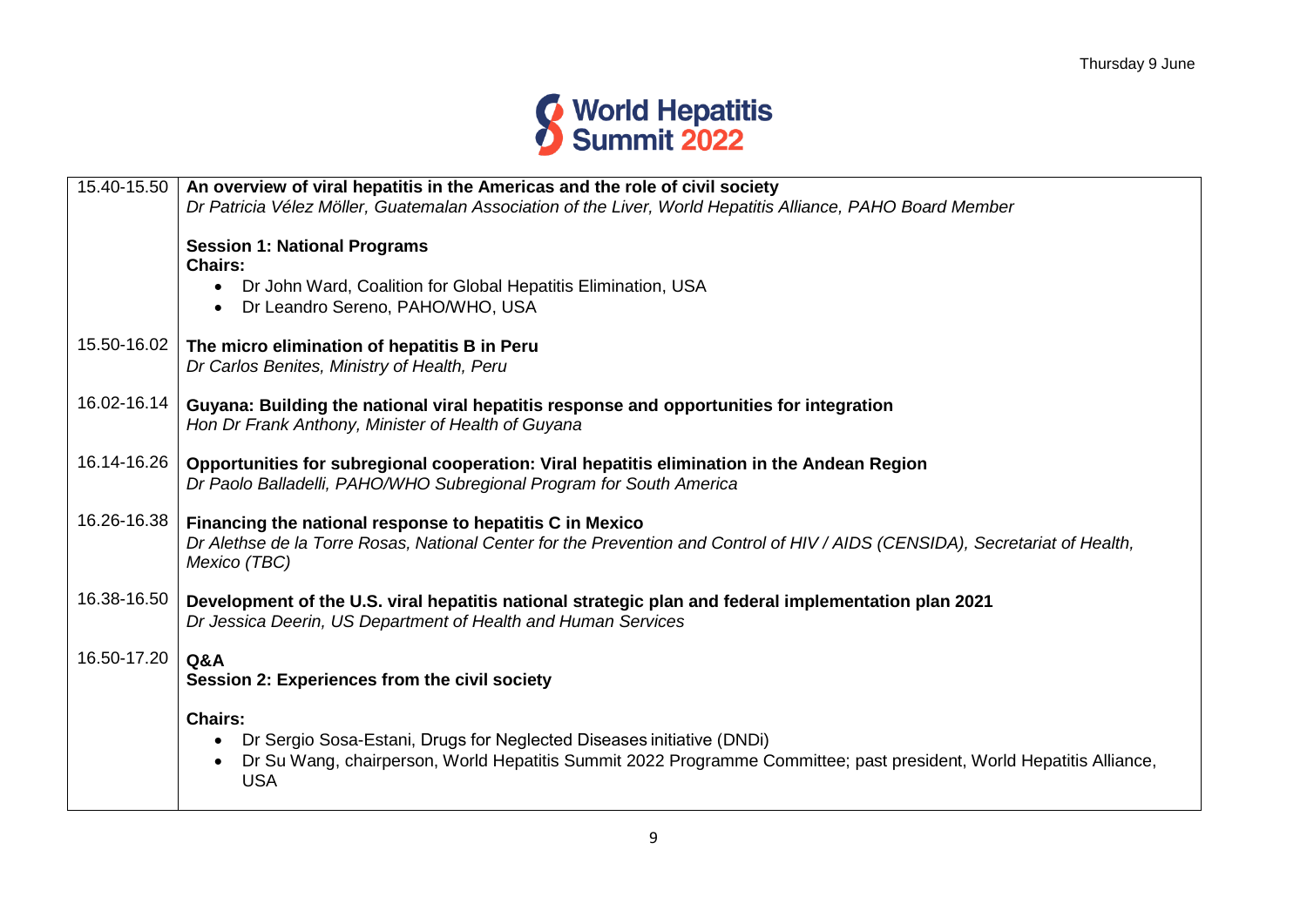Thursday 9 June

| | |
|---|---|
| 15.40-15.50 | **An overview of viral hepatitis in the Americas and the role of civil society**<br>*Dr Patricia Vélez Möller, Guatemalan Association of the Liver, World Hepatitis Alliance, PAHO Board Member*<br><br>**Session 1: National Programs**<br>**Chairs:**<br>• Dr John Ward, Coalition for Global Hepatitis Elimination, USA<br>• Dr Leandro Sereno, PAHO/WHO, USA |
| 15.50-16.02 | **The micro elimination of hepatitis B in Peru**<br>*Dr Carlos Benites, Ministry of Health, Peru* |
| 16.02-16.14 | **Guyana: Building the national viral hepatitis response and opportunities for integration**<br>*Hon Dr Frank Anthony, Minister of Health of Guyana* |
| 16.14-16.26 | **Opportunities for subregional cooperation: Viral hepatitis elimination in the Andean Region**<br>*Dr Paolo Balladelli, PAHO/WHO Subregional Program for South America* |
| 16.26-16.38 | **Financing the national response to hepatitis C in Mexico**<br>*Dr Alethse de la Torre Rosas, National Center for the Prevention and Control of HIV / AIDS (CENSIDA), Secretariat of Health, Mexico (TBC)* |
| 16.38-16.50 | **Development of the U.S. viral hepatitis national strategic plan and federal implementation plan 2021**<br>*Dr Jessica Deerin, US Department of Health and Human Services* |
| 16.50-17.20 | **Q&A**<br>**Session 2: Experiences from the civil society**<br><br>**Chairs:**<br>• Dr Sergio Sosa-Estani, Drugs for Neglected Diseases initiative (DNDi)<br>• Dr Su Wang, chairperson, World Hepatitis Summit 2022 Programme Committee; past president, World Hepatitis Alliance, USA |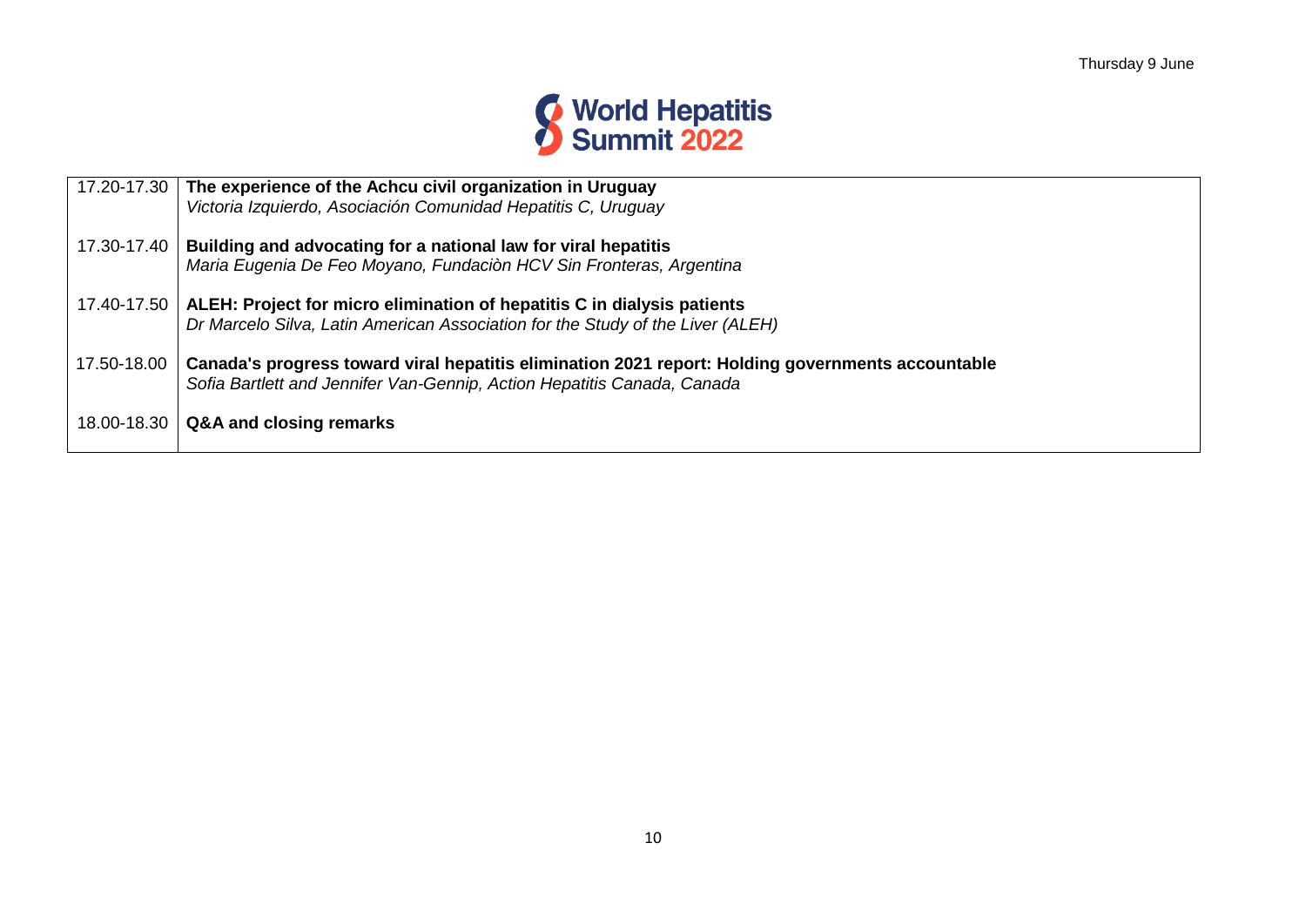| | |
|---|---|
| 17.20-17.30 | **The experience of the Achcu civil organization in Uruguay**<br>*Victoria Izquierdo, Asociación Comunidad Hepatitis C, Uruguay* |
| 17.30-17.40 | **Building and advocating for a national law for viral hepatitis**<br>*Maria Eugenia De Feo Moyano, Fundaciòn HCV Sin Fronteras, Argentina* |
| 17.40-17.50 | **ALEH: Project for micro elimination of hepatitis C in dialysis patients**<br>*Dr Marcelo Silva, Latin American Association for the Study of the Liver (ALEH)* |
| 17.50-18.00 | **Canada's progress toward viral hepatitis elimination 2021 report: Holding governments accountable**<br>*Sofia Bartlett and Jennifer Van-Gennip, Action Hepatitis Canada, Canada* |
| 18.00-18.30 | **Q&A and closing remarks** |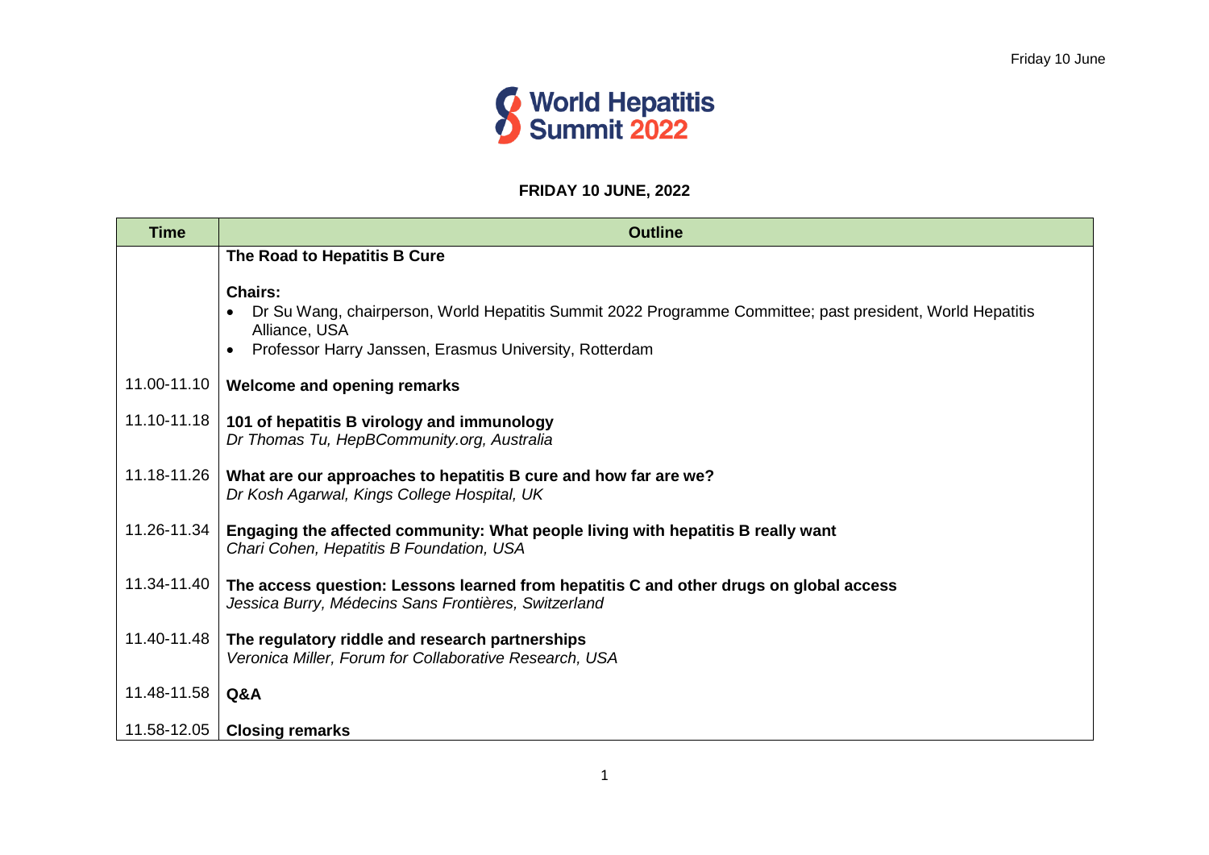# World Hepatitis Summit 2022

**FRIDAY 10 JUNE, 2022**

| Time | Outline |
| --- | --- |
| | **The Road to Hepatitis B Cure**<br><br>**Chairs:**<br>• Dr Su Wang, chairperson, World Hepatitis Summit 2022 Programme Committee; past president, World Hepatitis Alliance, USA<br>• Professor Harry Janssen, Erasmus University, Rotterdam |
| 11.00-11.10 | **Welcome and opening remarks** |
| 11.10-11.18 | **101 of hepatitis B virology and immunology**<br>*Dr Thomas Tu, HepBCommunity.org, Australia* |
| 11.18-11.26 | **What are our approaches to hepatitis B cure and how far are we?**<br>*Dr Kosh Agarwal, Kings College Hospital, UK* |
| 11.26-11.34 | **Engaging the affected community: What people living with hepatitis B really want**<br>*Chari Cohen, Hepatitis B Foundation, USA* |
| 11.34-11.40 | **The access question: Lessons learned from hepatitis C and other drugs on global access**<br>*Jessica Burry, Médecins Sans Frontières, Switzerland* |
| 11.40-11.48 | **The regulatory riddle and research partnerships**<br>*Veronica Miller, Forum for Collaborative Research, USA* |
| 11.48-11.58 | **Q&A** |
| 11.58-12.05 | **Closing remarks** |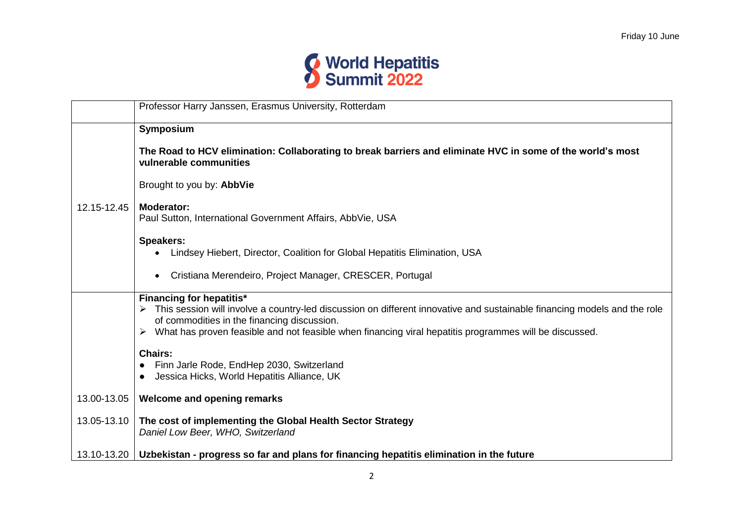| | |
|---|---|
| | Professor Harry Janssen, Erasmus University, Rotterdam |
| 12.15-12.45 | **Symposium**<br><br>**The Road to HCV elimination: Collaborating to break barriers and eliminate HVC in some of the world's most vulnerable communities**<br><br>Brought to you by: **AbbVie**<br><br>**Moderator:**<br>Paul Sutton, International Government Affairs, AbbVie, USA<br><br>**Speakers:**<br>• Lindsey Hiebert, Director, Coalition for Global Hepatitis Elimination, USA<br>• Cristiana Merendeiro, Project Manager, CRESCER, Portugal |
| | **Financing for hepatitis***<br>➢ This session will involve a country-led discussion on different innovative and sustainable financing models and the role of commodities in the financing discussion.<br>➢ What has proven feasible and not feasible when financing viral hepatitis programmes will be discussed.<br><br>**Chairs:**<br>• Finn Jarle Rode, EndHep 2030, Switzerland<br>• Jessica Hicks, World Hepatitis Alliance, UK |
| 13.00-13.05 | **Welcome and opening remarks** |
| 13.05-13.10 | **The cost of implementing the Global Health Sector Strategy**<br>*Daniel Low Beer, WHO, Switzerland* |
| 13.10-13.20 | **Uzbekistan - progress so far and plans for financing hepatitis elimination in the future** |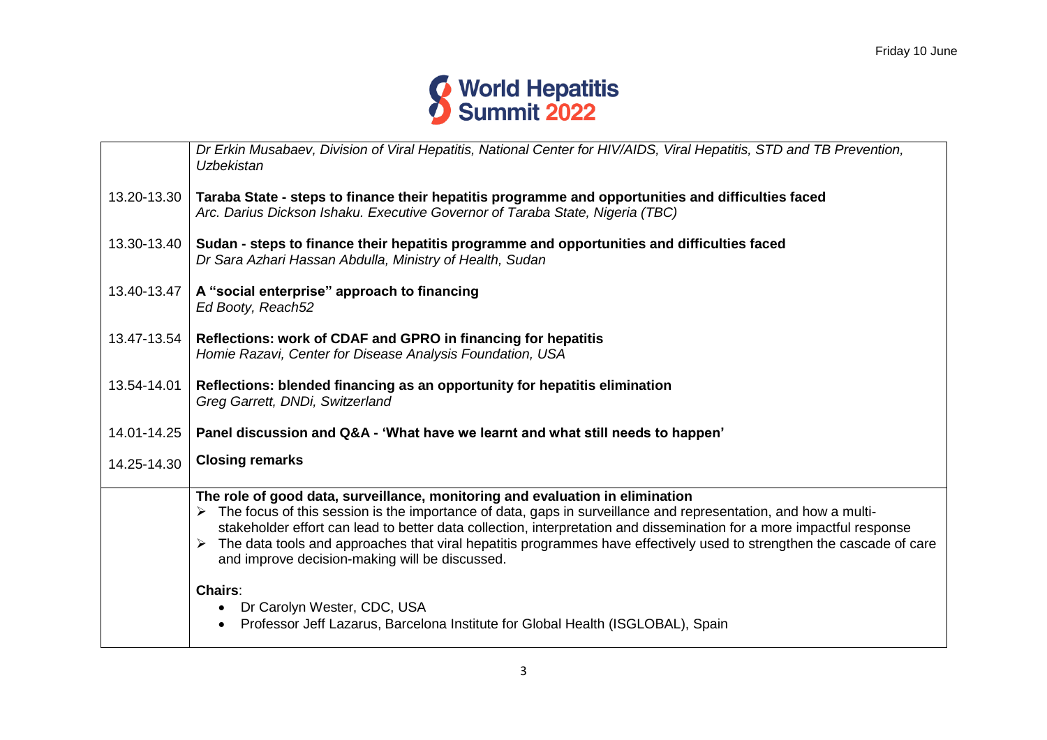| | |
|---|---|
| | *Dr Erkin Musabaev, Division of Viral Hepatitis, National Center for HIV/AIDS, Viral Hepatitis, STD and TB Prevention, Uzbekistan* |
| 13.20-13.30 | **Taraba State - steps to finance their hepatitis programme and opportunities and difficulties faced** *Arc. Darius Dickson Ishaku. Executive Governor of Taraba State, Nigeria (TBC)* |
| 13.30-13.40 | **Sudan - steps to finance their hepatitis programme and opportunities and difficulties faced** *Dr Sara Azhari Hassan Abdulla, Ministry of Health, Sudan* |
| 13.40-13.47 | **A "social enterprise" approach to financing** *Ed Booty, Reach52* |
| 13.47-13.54 | **Reflections: work of CDAF and GPRO in financing for hepatitis** *Homie Razavi, Center for Disease Analysis Foundation, USA* |
| 13.54-14.01 | **Reflections: blended financing as an opportunity for hepatitis elimination** *Greg Garrett, DNDi, Switzerland* |
| 14.01-14.25 | **Panel discussion and Q&A - 'What have we learnt and what still needs to happen'** |
| 14.25-14.30 | **Closing remarks** |
| | **The role of good data, surveillance, monitoring and evaluation in elimination** ➢ The focus of this session is the importance of data, gaps in surveillance and representation, and how a multi-stakeholder effort can lead to better data collection, interpretation and dissemination for a more impactful response ➢ The data tools and approaches that viral hepatitis programmes have effectively used to strengthen the cascade of care and improve decision-making will be discussed. **Chairs**: • Dr Carolyn Wester, CDC, USA • Professor Jeff Lazarus, Barcelona Institute for Global Health (ISGLOBAL), Spain |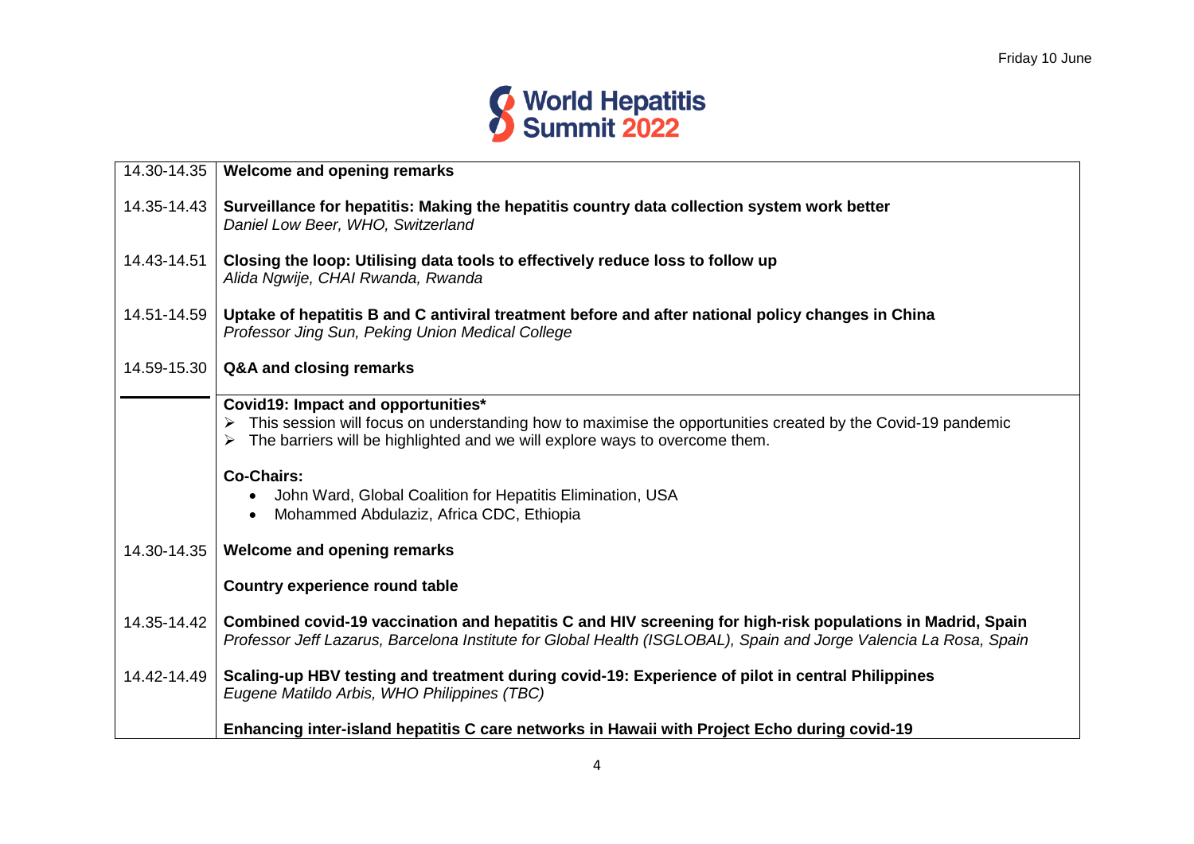Friday 10 June

# World Hepatitis Summit 2022

| | |
|---|---|
| 14.30-14.35 | **Welcome and opening remarks** |
| 14.35-14.43 | **Surveillance for hepatitis: Making the hepatitis country data collection system work better**<br>*Daniel Low Beer, WHO, Switzerland* |
| 14.43-14.51 | **Closing the loop: Utilising data tools to effectively reduce loss to follow up**<br>*Alida Ngwije, CHAI Rwanda, Rwanda* |
| 14.51-14.59 | **Uptake of hepatitis B and C antiviral treatment before and after national policy changes in China**<br>*Professor Jing Sun, Peking Union Medical College* |
| 14.59-15.30 | **Q&A and closing remarks** |
| | **Covid19: Impact and opportunities***<br>➢ This session will focus on understanding how to maximise the opportunities created by the Covid-19 pandemic<br>➢ The barriers will be highlighted and we will explore ways to overcome them.<br><br>**Co-Chairs:**<br>• John Ward, Global Coalition for Hepatitis Elimination, USA<br>• Mohammed Abdulaziz, Africa CDC, Ethiopia |
| 14.30-14.35 | **Welcome and opening remarks**<br><br>**Country experience round table** |
| 14.35-14.42 | **Combined covid-19 vaccination and hepatitis C and HIV screening for high-risk populations in Madrid, Spain**<br>*Professor Jeff Lazarus, Barcelona Institute for Global Health (ISGLOBAL), Spain and Jorge Valencia La Rosa, Spain* |
| 14.42-14.49 | **Scaling-up HBV testing and treatment during covid-19: Experience of pilot in central Philippines**<br>*Eugene Matildo Arbis, WHO Philippines (TBC)* |
| | **Enhancing inter-island hepatitis C care networks in Hawaii with Project Echo during covid-19** |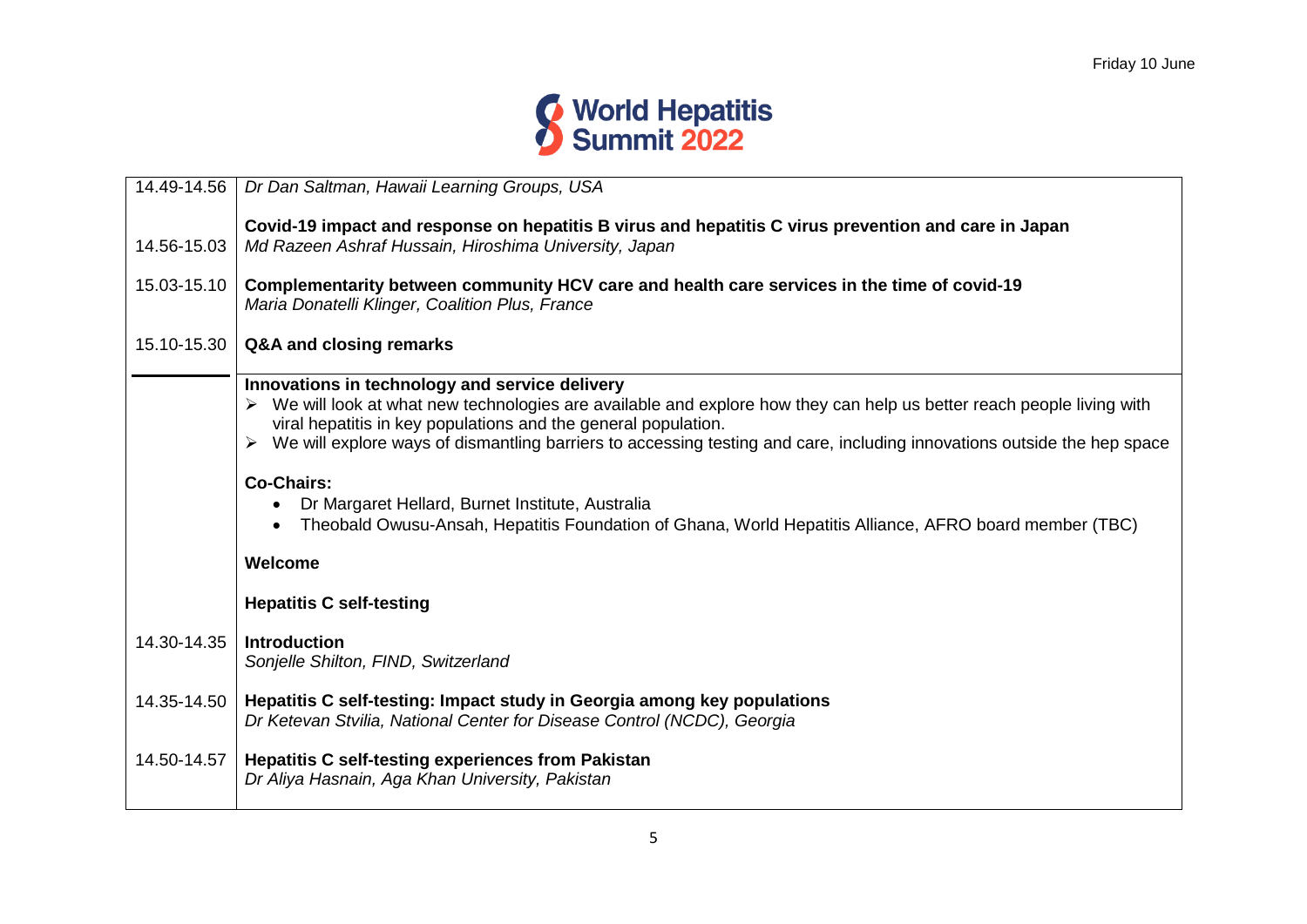| | |
|---|---|
| 14.49-14.56 | *Dr Dan Saltman, Hawaii Learning Groups, USA* |
| 14.56-15.03 | **Covid-19 impact and response on hepatitis B virus and hepatitis C virus prevention and care in Japan**<br>*Md Razeen Ashraf Hussain, Hiroshima University, Japan* |
| 15.03-15.10 | **Complementarity between community HCV care and health care services in the time of covid-19**<br>*Maria Donatelli Klinger, Coalition Plus, France* |
| 15.10-15.30 | **Q&A and closing remarks** |
| | **Innovations in technology and service delivery**<br>➢ We will look at what new technologies are available and explore how they can help us better reach people living with viral hepatitis in key populations and the general population.<br>➢ We will explore ways of dismantling barriers to accessing testing and care, including innovations outside the hep space<br><br>**Co-Chairs:**<br>• Dr Margaret Hellard, Burnet Institute, Australia<br>• Theobald Owusu-Ansah, Hepatitis Foundation of Ghana, World Hepatitis Alliance, AFRO board member (TBC)<br><br>**Welcome**<br><br>**Hepatitis C self-testing** |
| 14.30-14.35 | **Introduction**<br>*Sonjelle Shilton, FIND, Switzerland* |
| 14.35-14.50 | **Hepatitis C self-testing: Impact study in Georgia among key populations**<br>*Dr Ketevan Stvilia, National Center for Disease Control (NCDC), Georgia* |
| 14.50-14.57 | **Hepatitis C self-testing experiences from Pakistan**<br>*Dr Aliya Hasnain, Aga Khan University, Pakistan* |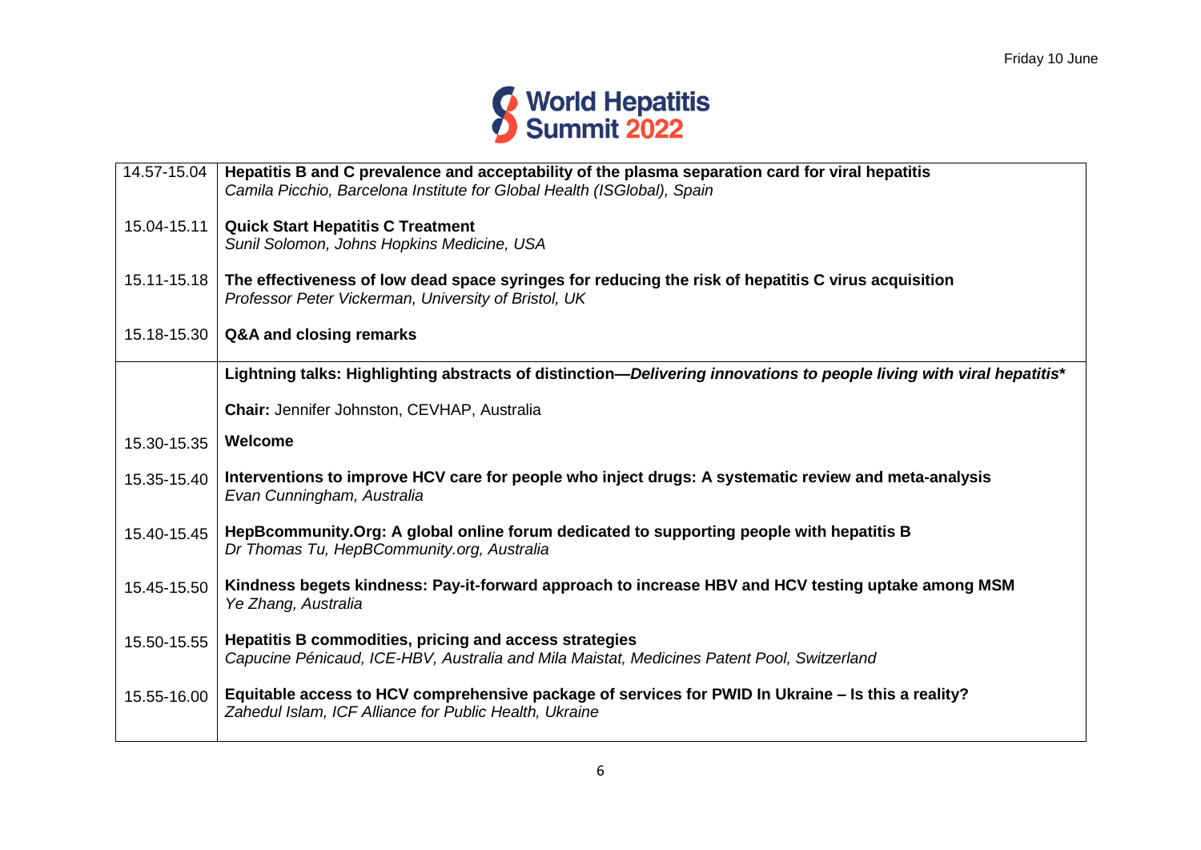| | |
|---|---|
| 14.57-15.04 | **Hepatitis B and C prevalence and acceptability of the plasma separation card for viral hepatitis**<br>*Camila Picchio, Barcelona Institute for Global Health (ISGlobal), Spain* |
| 15.04-15.11 | **Quick Start Hepatitis C Treatment**<br>*Sunil Solomon, Johns Hopkins Medicine, USA* |
| 15.11-15.18 | **The effectiveness of low dead space syringes for reducing the risk of hepatitis C virus acquisition**<br>*Professor Peter Vickerman, University of Bristol, UK* |
| 15.18-15.30 | **Q&A and closing remarks** |
| | **Lightning talks: Highlighting abstracts of distinction—*Delivering innovations to people living with viral hepatitis****<br><br>**Chair:** Jennifer Johnston, CEVHAP, Australia |
| 15.30-15.35 | **Welcome** |
| 15.35-15.40 | **Interventions to improve HCV care for people who inject drugs: A systematic review and meta-analysis**<br>*Evan Cunningham, Australia* |
| 15.40-15.45 | **HepBcommunity.Org: A global online forum dedicated to supporting people with hepatitis B**<br>*Dr Thomas Tu, HepBCommunity.org, Australia* |
| 15.45-15.50 | **Kindness begets kindness: Pay-it-forward approach to increase HBV and HCV testing uptake among MSM**<br>*Ye Zhang, Australia* |
| 15.50-15.55 | **Hepatitis B commodities, pricing and access strategies**<br>*Capucine Pénicaud, ICE-HBV, Australia and Mila Maistat, Medicines Patent Pool, Switzerland* |
| 15.55-16.00 | **Equitable access to HCV comprehensive package of services for PWID In Ukraine – Is this a reality?**<br>*Zahedul Islam, ICF Alliance for Public Health, Ukraine* |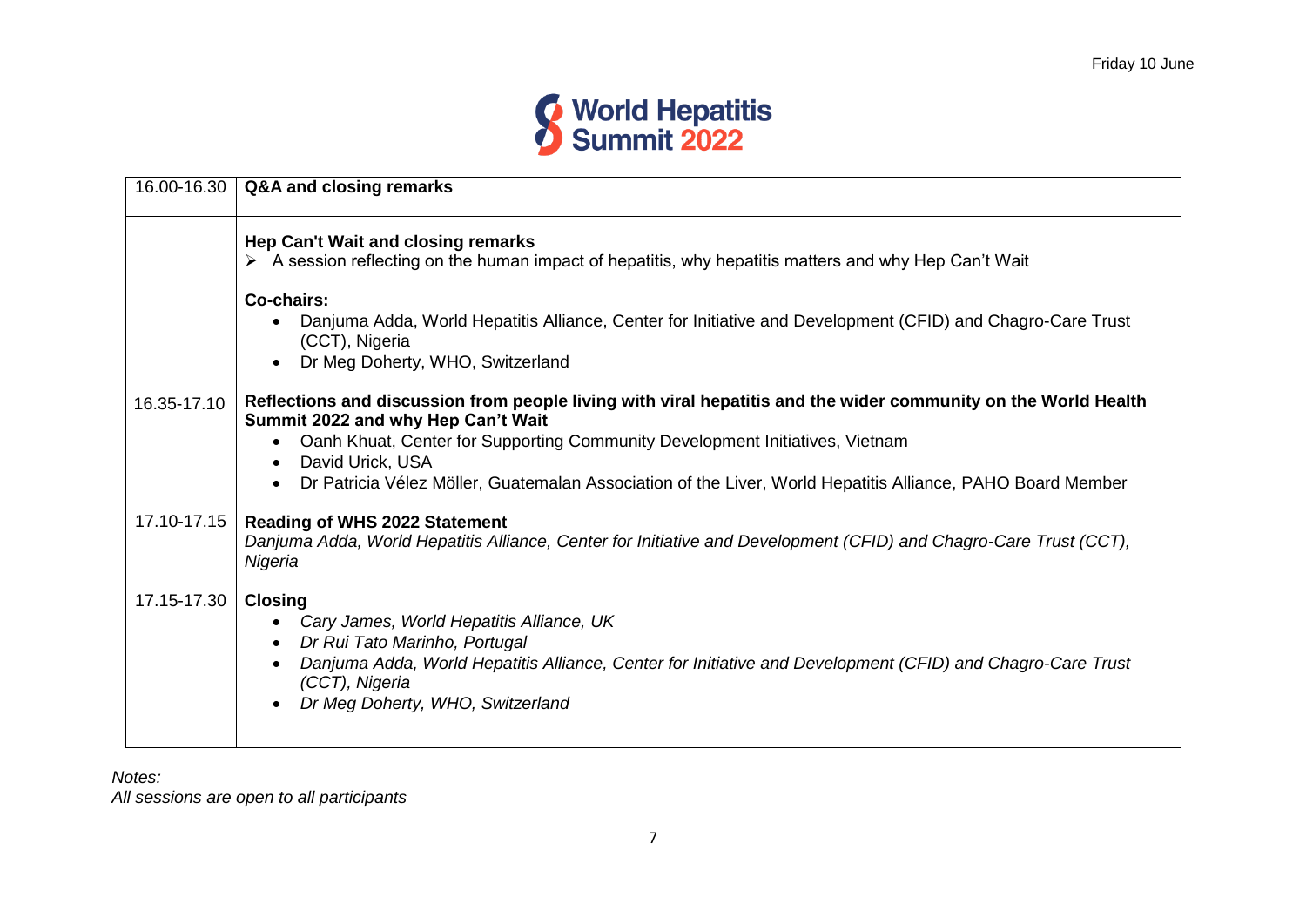Friday 10 June

World Hepatitis Summit 2022

| 16.00-16.30 | **Q&A and closing remarks** |
|---|---|
| | **Hep Can't Wait and closing remarks**<br>➢ A session reflecting on the human impact of hepatitis, why hepatitis matters and why Hep Can't Wait<br><br>**Co-chairs:**<br>• Danjuma Adda, World Hepatitis Alliance, Center for Initiative and Development (CFID) and Chagro-Care Trust (CCT), Nigeria<br>• Dr Meg Doherty, WHO, Switzerland |
| 16.35-17.10 | **Reflections and discussion from people living with viral hepatitis and the wider community on the World Health Summit 2022 and why Hep Can't Wait**<br>• Oanh Khuat, Center for Supporting Community Development Initiatives, Vietnam<br>• David Urick, USA<br>• Dr Patricia Vélez Möller, Guatemalan Association of the Liver, World Hepatitis Alliance, PAHO Board Member |
| 17.10-17.15 | **Reading of WHS 2022 Statement**<br>*Danjuma Adda, World Hepatitis Alliance, Center for Initiative and Development (CFID) and Chagro-Care Trust (CCT), Nigeria* |
| 17.15-17.30 | **Closing**<br>• *Cary James, World Hepatitis Alliance, UK*<br>• *Dr Rui Tato Marinho, Portugal*<br>• *Danjuma Adda, World Hepatitis Alliance, Center for Initiative and Development (CFID) and Chagro-Care Trust (CCT), Nigeria*<br>• *Dr Meg Doherty, WHO, Switzerland* |

*Notes:*
*All sessions are open to all participants*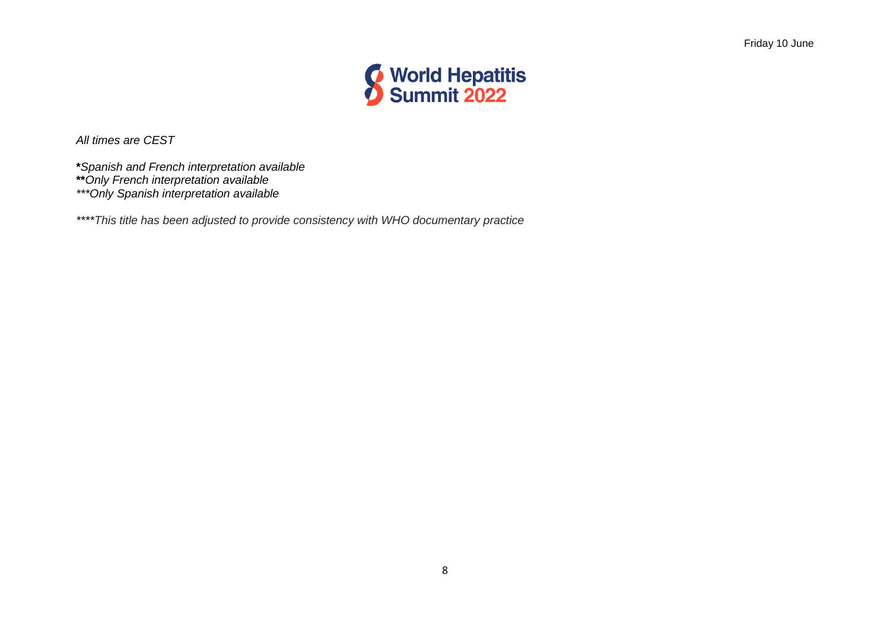*All times are CEST*

***Spanish and French interpretation available***
*****Only French interpretation available***
****Only Spanish interpretation available*

*****This title has been adjusted to provide consistency with WHO documentary practice*